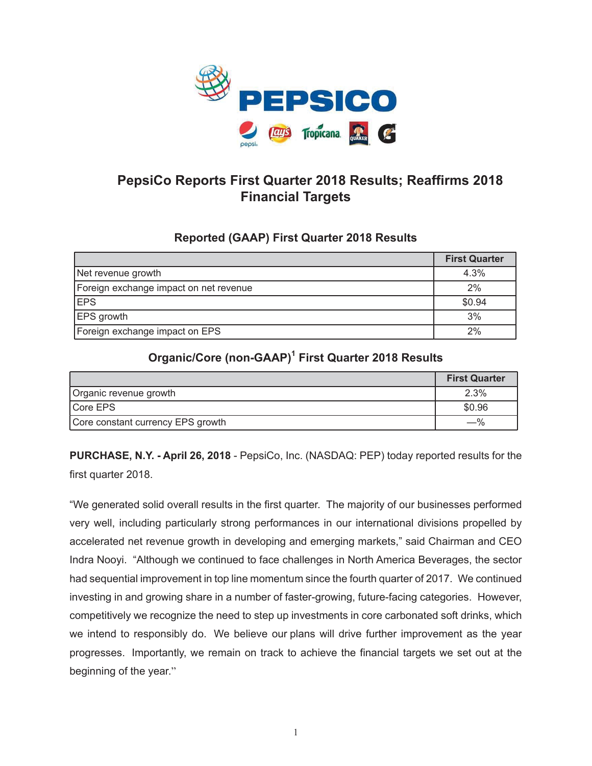# PepsiCo Reports First Quarter 2018 Results; Reaffirms 2018 Financial Targets

## Reported (GAAP) First Quarter 2018 Results

| | First Quarter |
|---|---|
| Net revenue growth | 4.3% |
| Foreign exchange impact on net revenue | 2% |
| EPS | $0.94 |
| EPS growth | 3% |
| Foreign exchange impact on EPS | 2% |

## Organic/Core (non-GAAP)[1] First Quarter 2018 Results

| | First Quarter |
|---|---|
| Organic revenue growth | 2.3% |
| Core EPS | $0.96 |
| Core constant currency EPS growth | —% |

**PURCHASE, N.Y. - April 26, 2018** - PepsiCo, Inc. (NASDAQ: PEP) today reported results for the first quarter 2018.

"We generated solid overall results in the first quarter. The majority of our businesses performed very well, including particularly strong performances in our international divisions propelled by accelerated net revenue growth in developing and emerging markets," said Chairman and CEO Indra Nooyi. "Although we continued to face challenges in North America Beverages, the sector had sequential improvement in top line momentum since the fourth quarter of 2017. We continued investing in and growing share in a number of faster-growing, future-facing categories. However, competitively we recognize the need to step up investments in core carbonated soft drinks, which we intend to responsibly do. We believe our plans will drive further improvement as the year progresses. Importantly, we remain on track to achieve the financial targets we set out at the beginning of the year."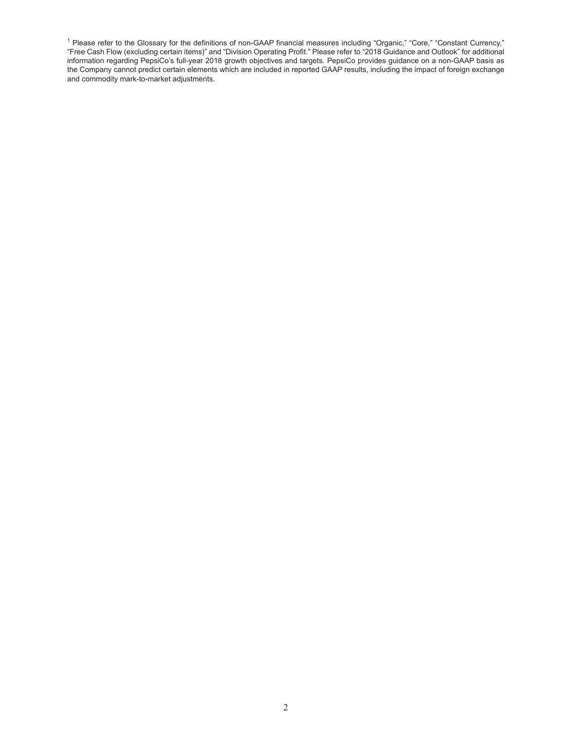[1] Please refer to the Glossary for the definitions of non-GAAP financial measures including "Organic," "Core," "Constant Currency," "Free Cash Flow (excluding certain items)" and "Division Operating Profit." Please refer to "2018 Guidance and Outlook" for additional information regarding PepsiCo's full-year 2018 growth objectives and targets. PepsiCo provides guidance on a non-GAAP basis as the Company cannot predict certain elements which are included in reported GAAP results, including the impact of foreign exchange and commodity mark-to-market adjustments.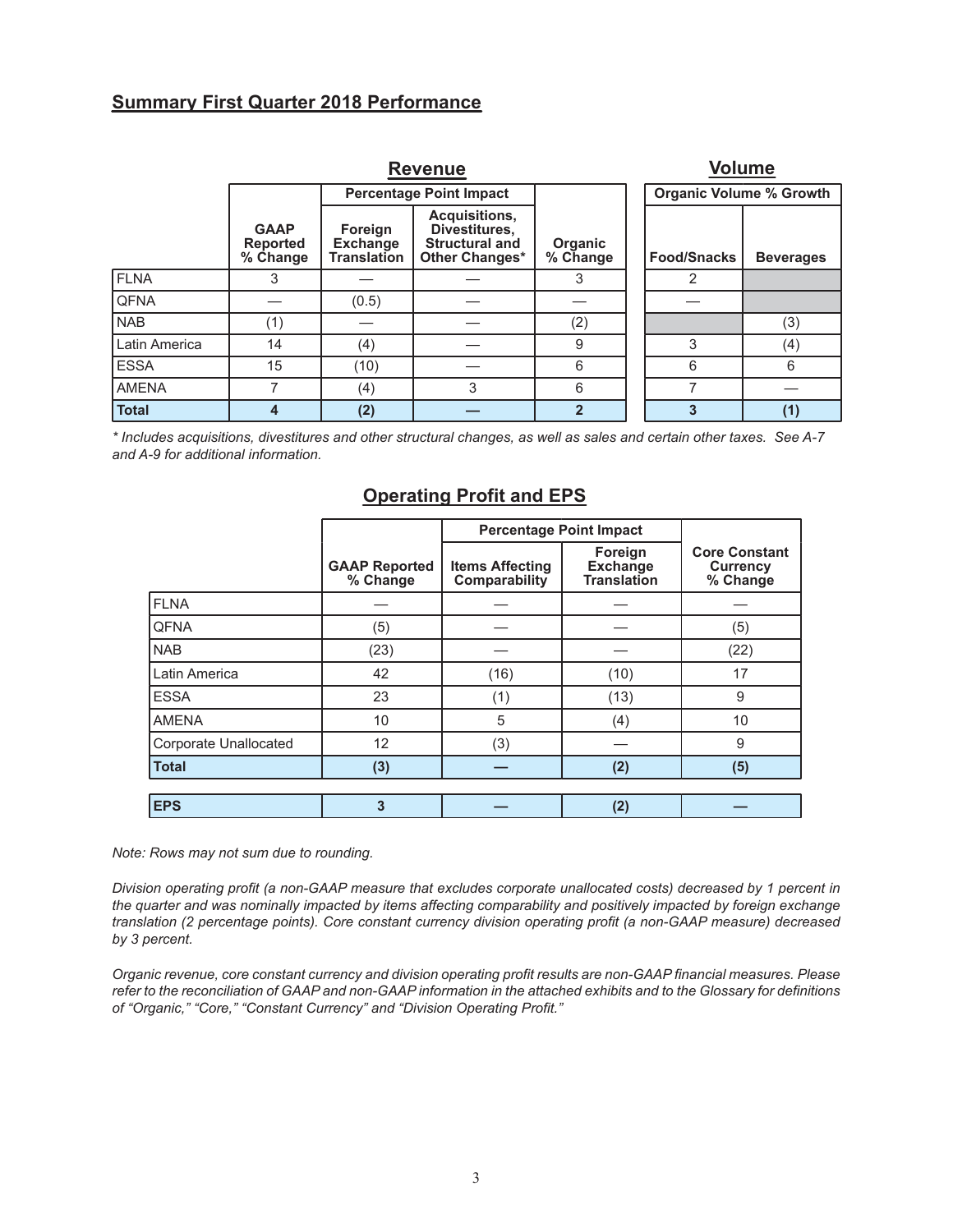## Summary First Quarter 2018 Performance

| | Revenue | | | | Volume | |
|---|---|---|---|---|---|---|
| | | Percentage Point Impact | | | Organic Volume % Growth | |
| | GAAP Reported % Change | Foreign Exchange Translation | Acquisitions, Divestitures, Structural and Other Changes* | Organic % Change | Food/Snacks | Beverages |
| FLNA | 3 | — | — | 3 | 2 | |
| QFNA | — | (0.5) | — | — | — | |
| NAB | (1) | — | — | (2) | | (3) |
| Latin America | 14 | (4) | — | 9 | 3 | (4) |
| ESSA | 15 | (10) | — | 6 | 6 | 6 |
| AMENA | 7 | (4) | 3 | 6 | 7 | — |
| **Total** | **4** | **(2)** | **—** | **2** | **3** | **(1)** |

*\* Includes acquisitions, divestitures and other structural changes, as well as sales and certain other taxes. See A-7 and A-9 for additional information.*

### Operating Profit and EPS

| | | Percentage Point Impact | | |
|---|---|---|---|---|
| | GAAP Reported % Change | Items Affecting Comparability | Foreign Exchange Translation | Core Constant Currency % Change |
| FLNA | — | — | — | — |
| QFNA | (5) | — | — | (5) |
| NAB | (23) | — | — | (22) |
| Latin America | 42 | (16) | (10) | 17 |
| ESSA | 23 | (1) | (13) | 9 |
| AMENA | 10 | 5 | (4) | 10 |
| Corporate Unallocated | 12 | (3) | — | 9 |
| **Total** | **(3)** | **—** | **(2)** | **(5)** |
| | | | | |
| **EPS** | **3** | **—** | **(2)** | **—** |

*Note: Rows may not sum due to rounding.*

*Division operating profit (a non-GAAP measure that excludes corporate unallocated costs) decreased by 1 percent in the quarter and was nominally impacted by items affecting comparability and positively impacted by foreign exchange translation (2 percentage points). Core constant currency division operating profit (a non-GAAP measure) decreased by 3 percent.*

*Organic revenue, core constant currency and division operating profit results are non-GAAP financial measures. Please refer to the reconciliation of GAAP and non-GAAP information in the attached exhibits and to the Glossary for definitions of "Organic," "Core," "Constant Currency" and "Division Operating Profit."*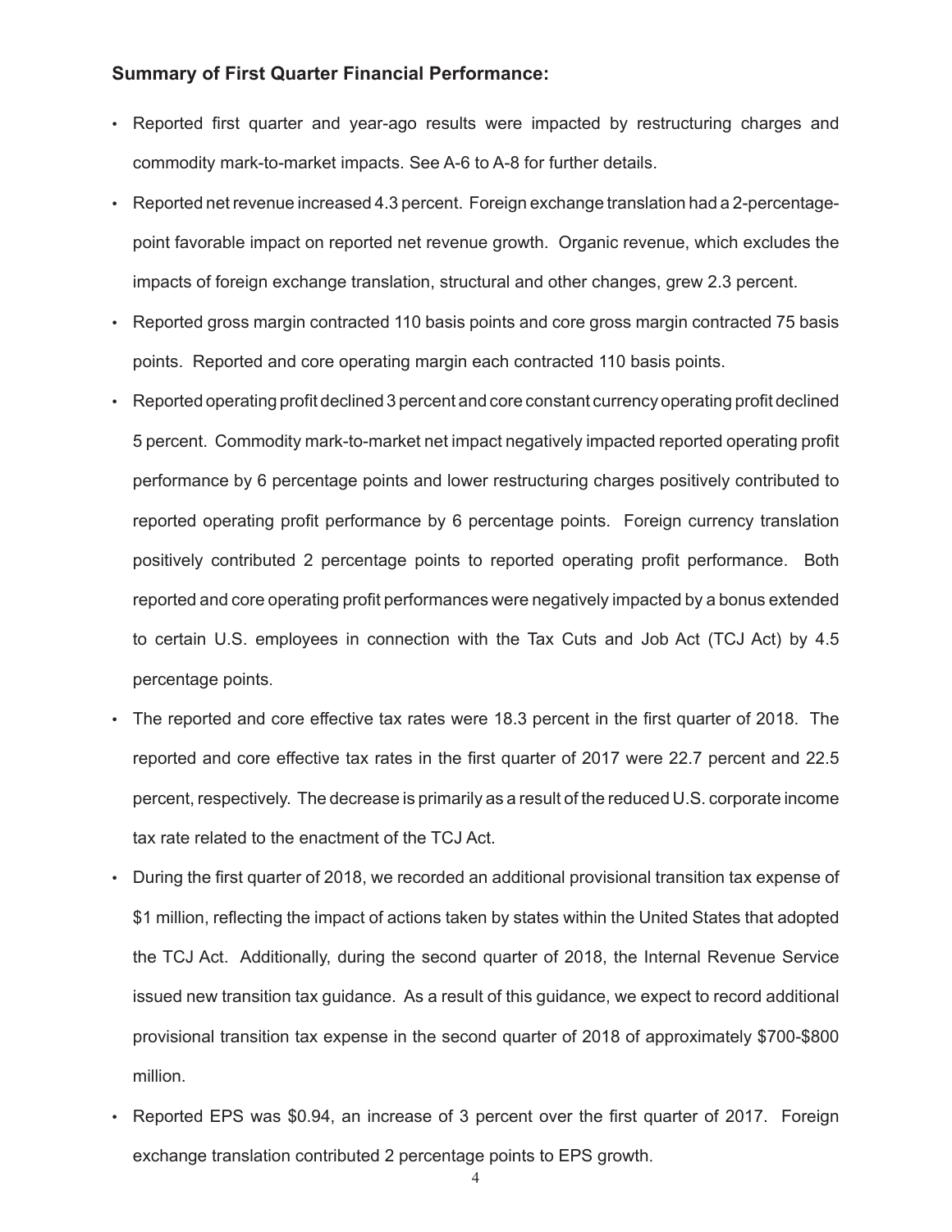**Summary of First Quarter Financial Performance:**

- Reported first quarter and year-ago results were impacted by restructuring charges and commodity mark-to-market impacts. See A-6 to A-8 for further details.
- Reported net revenue increased 4.3 percent. Foreign exchange translation had a 2-percentage-point favorable impact on reported net revenue growth. Organic revenue, which excludes the impacts of foreign exchange translation, structural and other changes, grew 2.3 percent.
- Reported gross margin contracted 110 basis points and core gross margin contracted 75 basis points. Reported and core operating margin each contracted 110 basis points.
- Reported operating profit declined 3 percent and core constant currency operating profit declined 5 percent. Commodity mark-to-market net impact negatively impacted reported operating profit performance by 6 percentage points and lower restructuring charges positively contributed to reported operating profit performance by 6 percentage points. Foreign currency translation positively contributed 2 percentage points to reported operating profit performance. Both reported and core operating profit performances were negatively impacted by a bonus extended to certain U.S. employees in connection with the Tax Cuts and Job Act (TCJ Act) by 4.5 percentage points.
- The reported and core effective tax rates were 18.3 percent in the first quarter of 2018. The reported and core effective tax rates in the first quarter of 2017 were 22.7 percent and 22.5 percent, respectively. The decrease is primarily as a result of the reduced U.S. corporate income tax rate related to the enactment of the TCJ Act.
- During the first quarter of 2018, we recorded an additional provisional transition tax expense of $1 million, reflecting the impact of actions taken by states within the United States that adopted the TCJ Act. Additionally, during the second quarter of 2018, the Internal Revenue Service issued new transition tax guidance. As a result of this guidance, we expect to record additional provisional transition tax expense in the second quarter of 2018 of approximately $700-$800 million.
- Reported EPS was $0.94, an increase of 3 percent over the first quarter of 2017. Foreign exchange translation contributed 2 percentage points to EPS growth.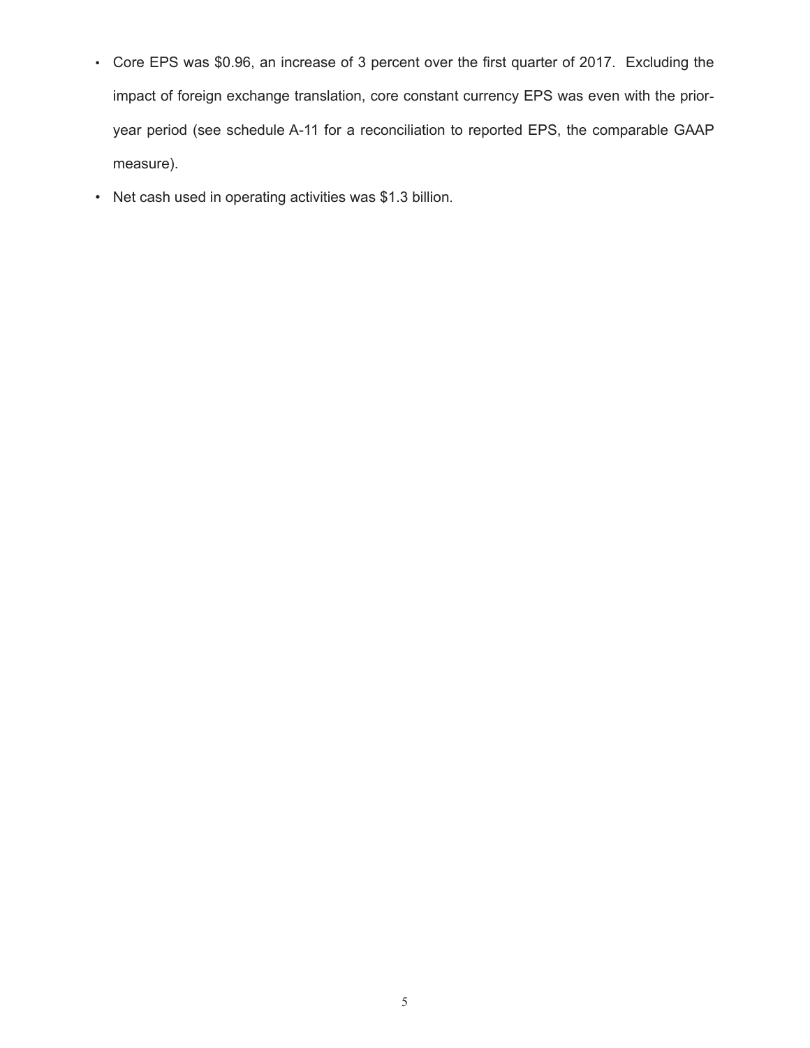- Core EPS was $0.96, an increase of 3 percent over the first quarter of 2017. Excluding the impact of foreign exchange translation, core constant currency EPS was even with the prior-year period (see schedule A-11 for a reconciliation to reported EPS, the comparable GAAP measure).
- Net cash used in operating activities was $1.3 billion.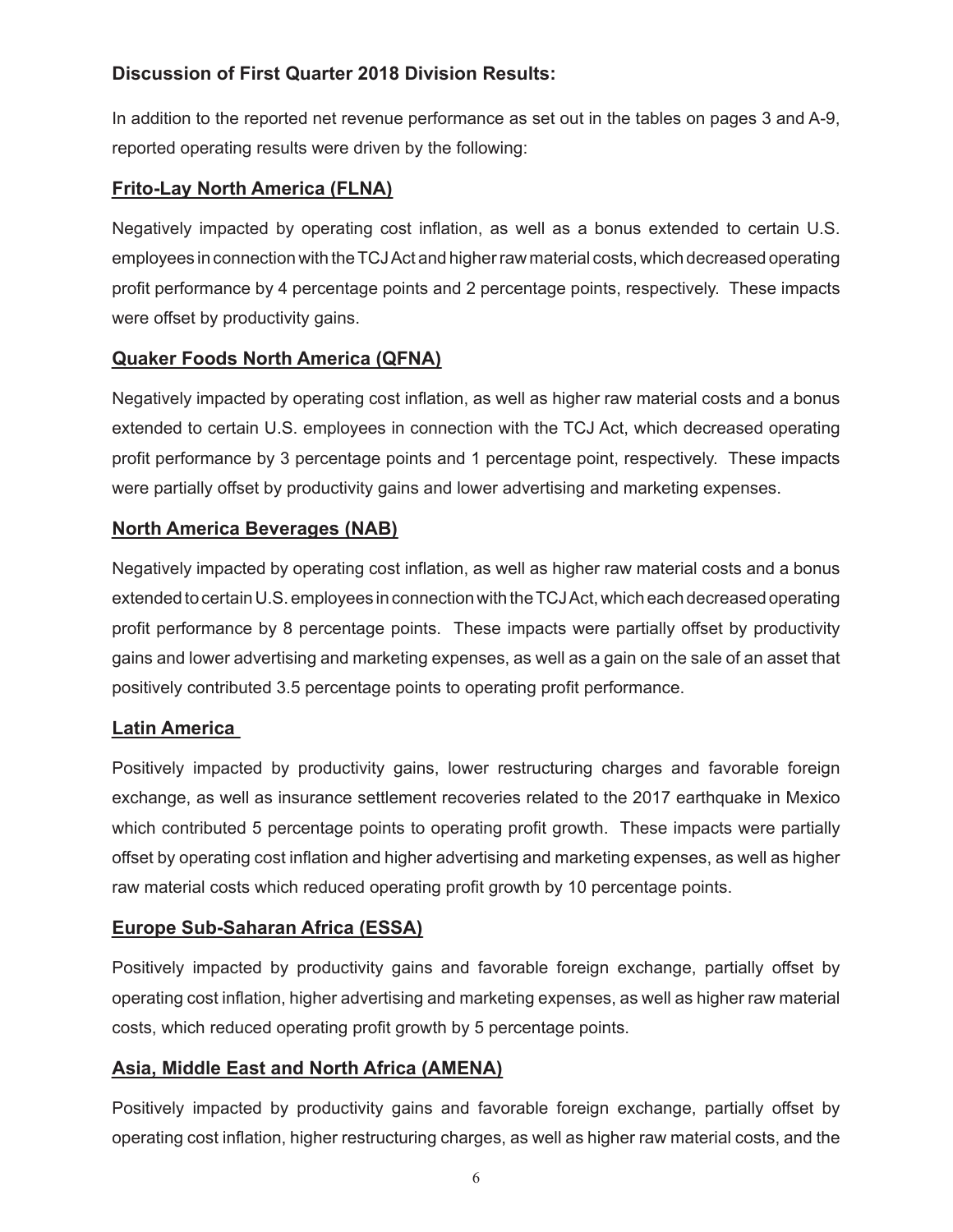**Discussion of First Quarter 2018 Division Results:**

In addition to the reported net revenue performance as set out in the tables on pages 3 and A-9, reported operating results were driven by the following:

**Frito-Lay North America (FLNA)**

Negatively impacted by operating cost inflation, as well as a bonus extended to certain U.S. employees in connection with the TCJ Act and higher raw material costs, which decreased operating profit performance by 4 percentage points and 2 percentage points, respectively. These impacts were offset by productivity gains.

**Quaker Foods North America (QFNA)**

Negatively impacted by operating cost inflation, as well as higher raw material costs and a bonus extended to certain U.S. employees in connection with the TCJ Act, which decreased operating profit performance by 3 percentage points and 1 percentage point, respectively. These impacts were partially offset by productivity gains and lower advertising and marketing expenses.

**North America Beverages (NAB)**

Negatively impacted by operating cost inflation, as well as higher raw material costs and a bonus extended to certain U.S. employees in connection with the TCJ Act, which each decreased operating profit performance by 8 percentage points. These impacts were partially offset by productivity gains and lower advertising and marketing expenses, as well as a gain on the sale of an asset that positively contributed 3.5 percentage points to operating profit performance.

**Latin America**

Positively impacted by productivity gains, lower restructuring charges and favorable foreign exchange, as well as insurance settlement recoveries related to the 2017 earthquake in Mexico which contributed 5 percentage points to operating profit growth. These impacts were partially offset by operating cost inflation and higher advertising and marketing expenses, as well as higher raw material costs which reduced operating profit growth by 10 percentage points.

**Europe Sub-Saharan Africa (ESSA)**

Positively impacted by productivity gains and favorable foreign exchange, partially offset by operating cost inflation, higher advertising and marketing expenses, as well as higher raw material costs, which reduced operating profit growth by 5 percentage points.

**Asia, Middle East and North Africa (AMENA)**

Positively impacted by productivity gains and favorable foreign exchange, partially offset by operating cost inflation, higher restructuring charges, as well as higher raw material costs, and the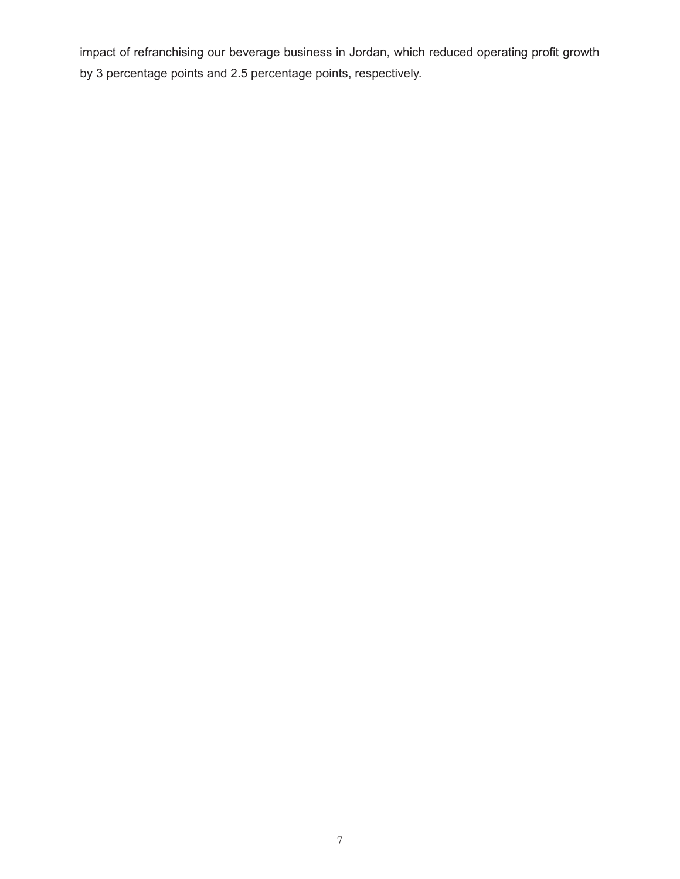impact of refranchising our beverage business in Jordan, which reduced operating profit growth by 3 percentage points and 2.5 percentage points, respectively.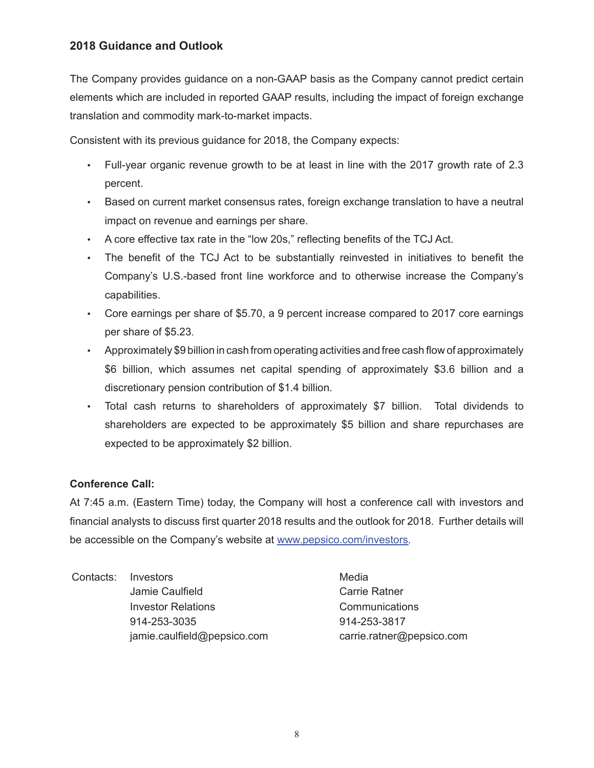## 2018 Guidance and Outlook

The Company provides guidance on a non-GAAP basis as the Company cannot predict certain elements which are included in reported GAAP results, including the impact of foreign exchange translation and commodity mark-to-market impacts.

Consistent with its previous guidance for 2018, the Company expects:

- Full-year organic revenue growth to be at least in line with the 2017 growth rate of 2.3 percent.
- Based on current market consensus rates, foreign exchange translation to have a neutral impact on revenue and earnings per share.
- A core effective tax rate in the "low 20s," reflecting benefits of the TCJ Act.
- The benefit of the TCJ Act to be substantially reinvested in initiatives to benefit the Company's U.S.-based front line workforce and to otherwise increase the Company's capabilities.
- Core earnings per share of $5.70, a 9 percent increase compared to 2017 core earnings per share of $5.23.
- Approximately $9 billion in cash from operating activities and free cash flow of approximately $6 billion, which assumes net capital spending of approximately $3.6 billion and a discretionary pension contribution of $1.4 billion.
- Total cash returns to shareholders of approximately $7 billion. Total dividends to shareholders are expected to be approximately $5 billion and share repurchases are expected to be approximately $2 billion.

**Conference Call:**

At 7:45 a.m. (Eastern Time) today, the Company will host a conference call with investors and financial analysts to discuss first quarter 2018 results and the outlook for 2018. Further details will be accessible on the Company's website at www.pepsico.com/investors.

Contacts:

Investors
Jamie Caulfield
Investor Relations
914-253-3035
jamie.caulfield@pepsico.com

Media
Carrie Ratner
Communications
914-253-3817
carrie.ratner@pepsico.com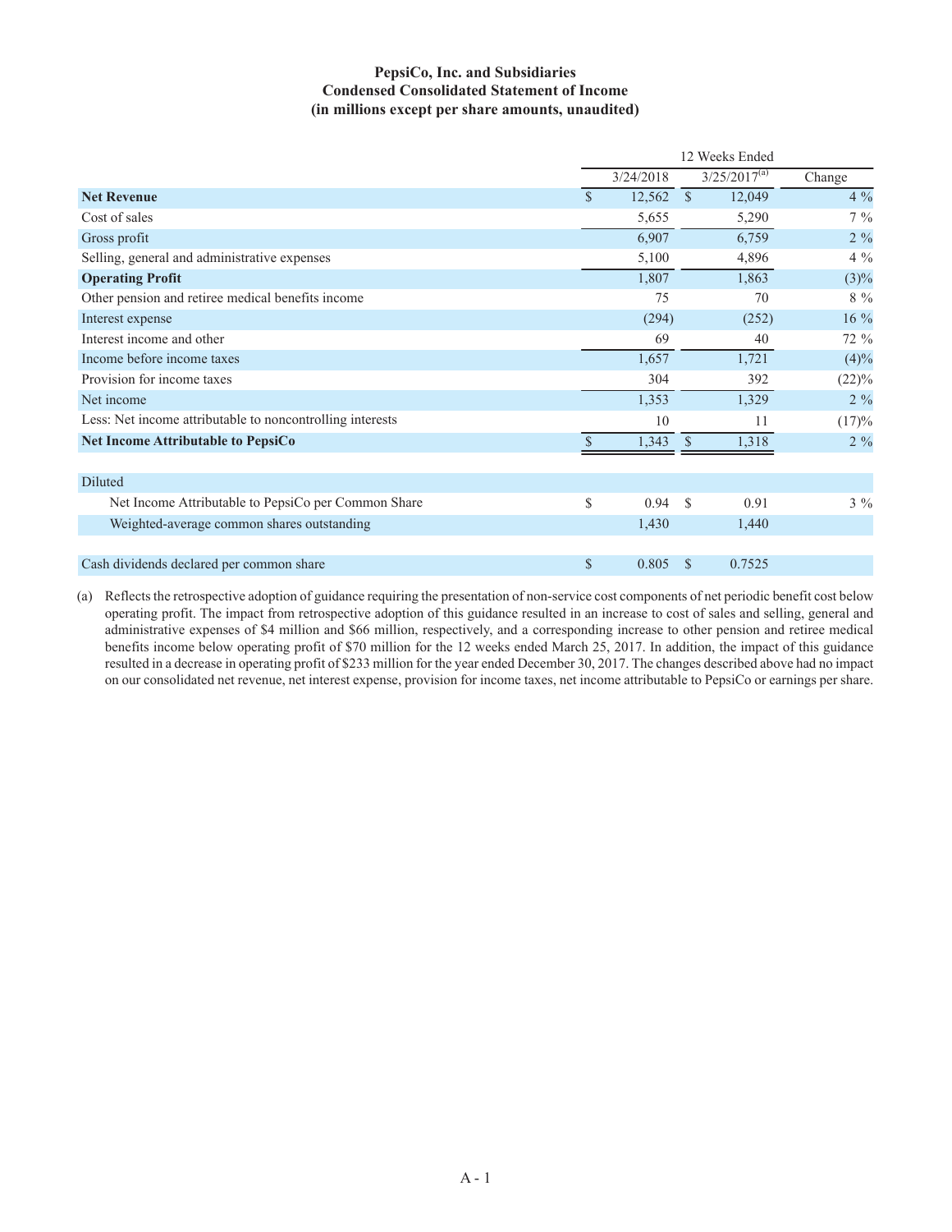# PepsiCo, Inc. and Subsidiaries
## Condensed Consolidated Statement of Income
### (in millions except per share amounts, unaudited)

| | 12 Weeks Ended | | |
|---|---|---|---|
| | 3/24/2018 | 3/25/2017[(a)] | Change |
| **Net Revenue** | $ 12,562 | $ 12,049 | 4 % |
| Cost of sales | 5,655 | 5,290 | 7 % |
| Gross profit | 6,907 | 6,759 | 2 % |
| Selling, general and administrative expenses | 5,100 | 4,896 | 4 % |
| **Operating Profit** | 1,807 | 1,863 | (3)% |
| Other pension and retiree medical benefits income | 75 | 70 | 8 % |
| Interest expense | (294) | (252) | 16 % |
| Interest income and other | 69 | 40 | 72 % |
| Income before income taxes | 1,657 | 1,721 | (4)% |
| Provision for income taxes | 304 | 392 | (22)% |
| Net income | 1,353 | 1,329 | 2 % |
| Less: Net income attributable to noncontrolling interests | 10 | 11 | (17)% |
| **Net Income Attributable to PepsiCo** | $ 1,343 | $ 1,318 | 2 % |
| | | | |
| Diluted | | | |
| Net Income Attributable to PepsiCo per Common Share | $ 0.94 | $ 0.91 | 3 % |
| Weighted-average common shares outstanding | 1,430 | 1,440 | |
| | | | |
| Cash dividends declared per common share | $ 0.805 | $ 0.7525 | |

(a) Reflects the retrospective adoption of guidance requiring the presentation of non-service cost components of net periodic benefit cost below operating profit. The impact from retrospective adoption of this guidance resulted in an increase to cost of sales and selling, general and administrative expenses of $4 million and $66 million, respectively, and a corresponding increase to other pension and retiree medical benefits income below operating profit of $70 million for the 12 weeks ended March 25, 2017. In addition, the impact of this guidance resulted in a decrease in operating profit of $233 million for the year ended December 30, 2017. The changes described above had no impact on our consolidated net revenue, net interest expense, provision for income taxes, net income attributable to PepsiCo or earnings per share.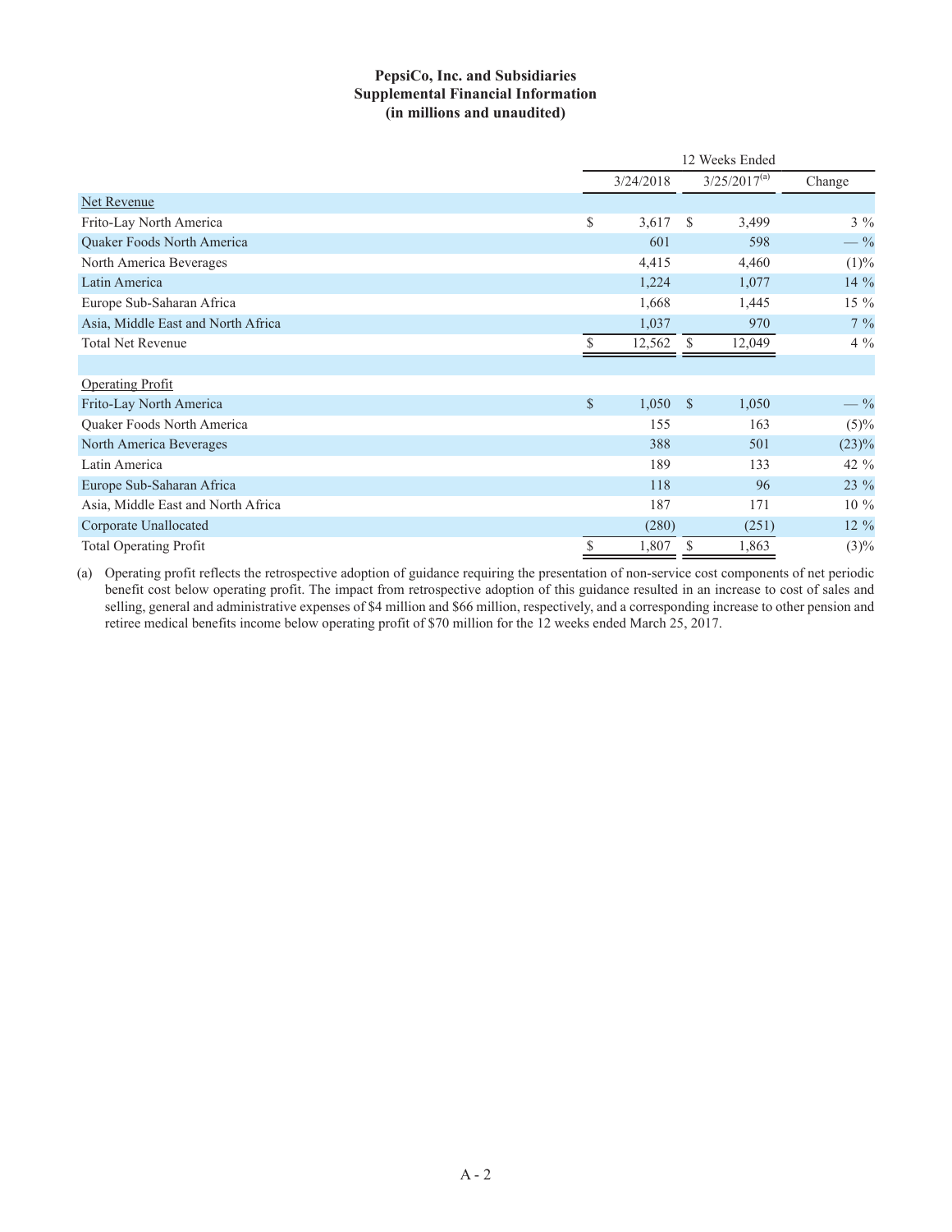**PepsiCo, Inc. and Subsidiaries**
**Supplemental Financial Information**
**(in millions and unaudited)**

| | 12 Weeks Ended | | |
|---|---|---|---|
| | 3/24/2018 | 3/25/2017[(a)] | Change |
| Net Revenue | | | |
| Frito-Lay North America | $ 3,617 | $ 3,499 | 3 % |
| Quaker Foods North America | 601 | 598 | — % |
| North America Beverages | 4,415 | 4,460 | (1)% |
| Latin America | 1,224 | 1,077 | 14 % |
| Europe Sub-Saharan Africa | 1,668 | 1,445 | 15 % |
| Asia, Middle East and North Africa | 1,037 | 970 | 7 % |
| Total Net Revenue | $ 12,562 | $ 12,049 | 4 % |
| | | | |
| Operating Profit | | | |
| Frito-Lay North America | $ 1,050 | $ 1,050 | — % |
| Quaker Foods North America | 155 | 163 | (5)% |
| North America Beverages | 388 | 501 | (23)% |
| Latin America | 189 | 133 | 42 % |
| Europe Sub-Saharan Africa | 118 | 96 | 23 % |
| Asia, Middle East and North Africa | 187 | 171 | 10 % |
| Corporate Unallocated | (280) | (251) | 12 % |
| Total Operating Profit | $ 1,807 | $ 1,863 | (3)% |

(a) Operating profit reflects the retrospective adoption of guidance requiring the presentation of non-service cost components of net periodic benefit cost below operating profit. The impact from retrospective adoption of this guidance resulted in an increase to cost of sales and selling, general and administrative expenses of $4 million and $66 million, respectively, and a corresponding increase to other pension and retiree medical benefits income below operating profit of $70 million for the 12 weeks ended March 25, 2017.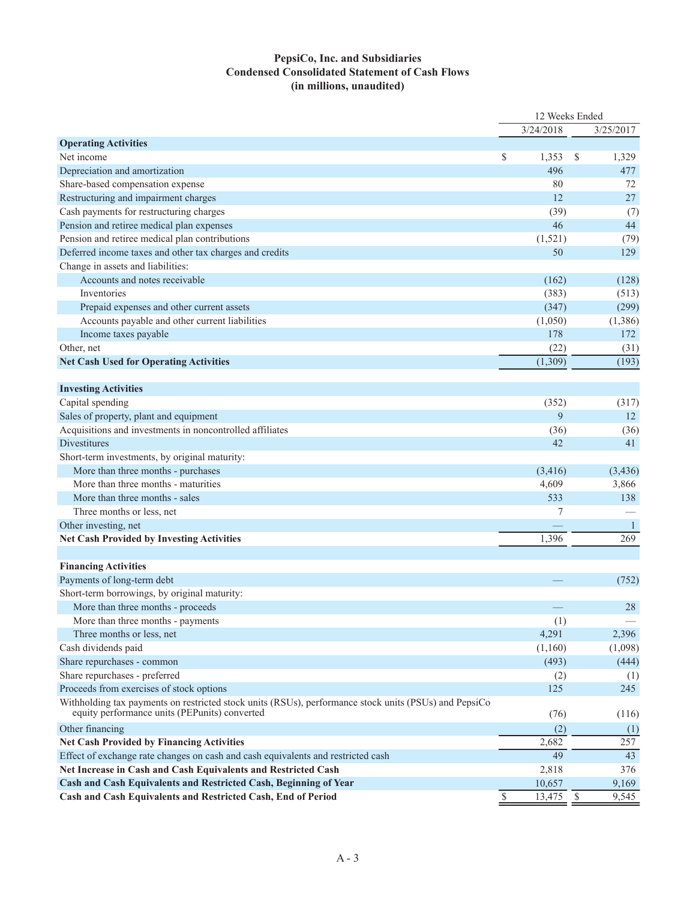# PepsiCo, Inc. and Subsidiaries
## Condensed Consolidated Statement of Cash Flows
### (in millions, unaudited)

| | 12 Weeks Ended | |
|---|---|---|
| | 3/24/2018 | 3/25/2017 |
| **Operating Activities** | | |
| Net income | $ 1,353 | $ 1,329 |
| Depreciation and amortization | 496 | 477 |
| Share-based compensation expense | 80 | 72 |
| Restructuring and impairment charges | 12 | 27 |
| Cash payments for restructuring charges | (39) | (7) |
| Pension and retiree medical plan expenses | 46 | 44 |
| Pension and retiree medical plan contributions | (1,521) | (79) |
| Deferred income taxes and other tax charges and credits | 50 | 129 |
| Change in assets and liabilities: | | |
| Accounts and notes receivable | (162) | (128) |
| Inventories | (383) | (513) |
| Prepaid expenses and other current assets | (347) | (299) |
| Accounts payable and other current liabilities | (1,050) | (1,386) |
| Income taxes payable | 178 | 172 |
| Other, net | (22) | (31) |
| **Net Cash Used for Operating Activities** | (1,309) | (193) |
| | | |
| **Investing Activities** | | |
| Capital spending | (352) | (317) |
| Sales of property, plant and equipment | 9 | 12 |
| Acquisitions and investments in noncontrolled affiliates | (36) | (36) |
| Divestitures | 42 | 41 |
| Short-term investments, by original maturity: | | |
| More than three months - purchases | (3,416) | (3,436) |
| More than three months - maturities | 4,609 | 3,866 |
| More than three months - sales | 533 | 138 |
| Three months or less, net | 7 | — |
| Other investing, net | — | 1 |
| **Net Cash Provided by Investing Activities** | 1,396 | 269 |
| | | |
| **Financing Activities** | | |
| Payments of long-term debt | — | (752) |
| Short-term borrowings, by original maturity: | | |
| More than three months - proceeds | — | 28 |
| More than three months - payments | (1) | — |
| Three months or less, net | 4,291 | 2,396 |
| Cash dividends paid | (1,160) | (1,098) |
| Share repurchases - common | (493) | (444) |
| Share repurchases - preferred | (2) | (1) |
| Proceeds from exercises of stock options | 125 | 245 |
| Withholding tax payments on restricted stock units (RSUs), performance stock units (PSUs) and PepsiCo equity performance units (PEPunits) converted | (76) | (116) |
| Other financing | (2) | (1) |
| **Net Cash Provided by Financing Activities** | 2,682 | 257 |
| Effect of exchange rate changes on cash and cash equivalents and restricted cash | 49 | 43 |
| **Net Increase in Cash and Cash Equivalents and Restricted Cash** | 2,818 | 376 |
| **Cash and Cash Equivalents and Restricted Cash, Beginning of Year** | 10,657 | 9,169 |
| **Cash and Cash Equivalents and Restricted Cash, End of Period** | $ 13,475 | $ 9,545 |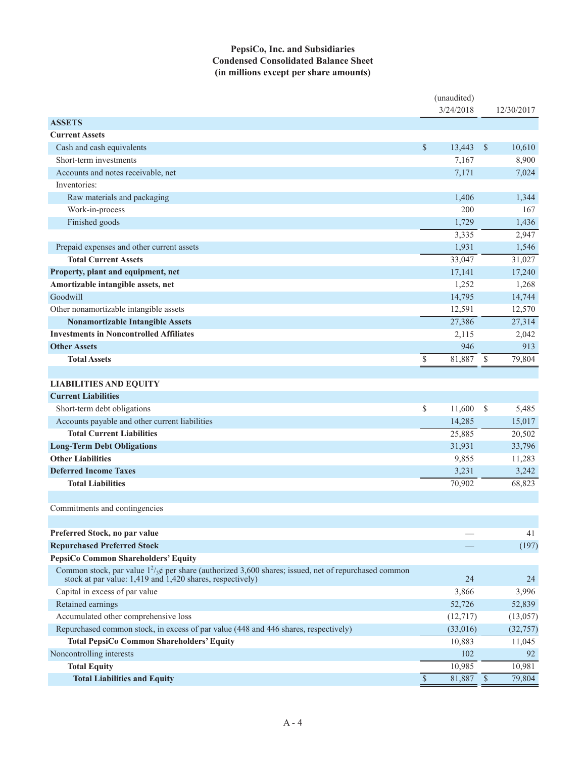# PepsiCo, Inc. and Subsidiaries
## Condensed Consolidated Balance Sheet
### (in millions except per share amounts)

| | (unaudited) 3/24/2018 | 12/30/2017 |
|---|---|---|
| **ASSETS** | | |
| **Current Assets** | | |
| Cash and cash equivalents | $ 13,443 | $ 10,610 |
| Short-term investments | 7,167 | 8,900 |
| Accounts and notes receivable, net | 7,171 | 7,024 |
| Inventories: | | |
| Raw materials and packaging | 1,406 | 1,344 |
| Work-in-process | 200 | 167 |
| Finished goods | 1,729 | 1,436 |
| | 3,335 | 2,947 |
| Prepaid expenses and other current assets | 1,931 | 1,546 |
| **Total Current Assets** | 33,047 | 31,027 |
| **Property, plant and equipment, net** | 17,141 | 17,240 |
| **Amortizable intangible assets, net** | 1,252 | 1,268 |
| Goodwill | 14,795 | 14,744 |
| Other nonamortizable intangible assets | 12,591 | 12,570 |
| **Nonamortizable Intangible Assets** | 27,386 | 27,314 |
| **Investments in Noncontrolled Affiliates** | 2,115 | 2,042 |
| **Other Assets** | 946 | 913 |
| **Total Assets** | $ 81,887 | $ 79,804 |
| | | |
| **LIABILITIES AND EQUITY** | | |
| **Current Liabilities** | | |
| Short-term debt obligations | $ 11,600 | $ 5,485 |
| Accounts payable and other current liabilities | 14,285 | 15,017 |
| **Total Current Liabilities** | 25,885 | 20,502 |
| **Long-Term Debt Obligations** | 31,931 | 33,796 |
| **Other Liabilities** | 9,855 | 11,283 |
| **Deferred Income Taxes** | 3,231 | 3,242 |
| **Total Liabilities** | 70,902 | 68,823 |
| | | |
| Commitments and contingencies | | |
| | | |
| **Preferred Stock, no par value** | — | 41 |
| **Repurchased Preferred Stock** | — | (197) |
| **PepsiCo Common Shareholders' Equity** | | |
| Common stock, par value $1^2/_3$¢ per share (authorized 3,600 shares; issued, net of repurchased common stock at par value: 1,419 and 1,420 shares, respectively) | 24 | 24 |
| Capital in excess of par value | 3,866 | 3,996 |
| Retained earnings | 52,726 | 52,839 |
| Accumulated other comprehensive loss | (12,717) | (13,057) |
| Repurchased common stock, in excess of par value (448 and 446 shares, respectively) | (33,016) | (32,757) |
| **Total PepsiCo Common Shareholders' Equity** | 10,883 | 11,045 |
| Noncontrolling interests | 102 | 92 |
| **Total Equity** | 10,985 | 10,981 |
| **Total Liabilities and Equity** | $ 81,887 | $ 79,804 |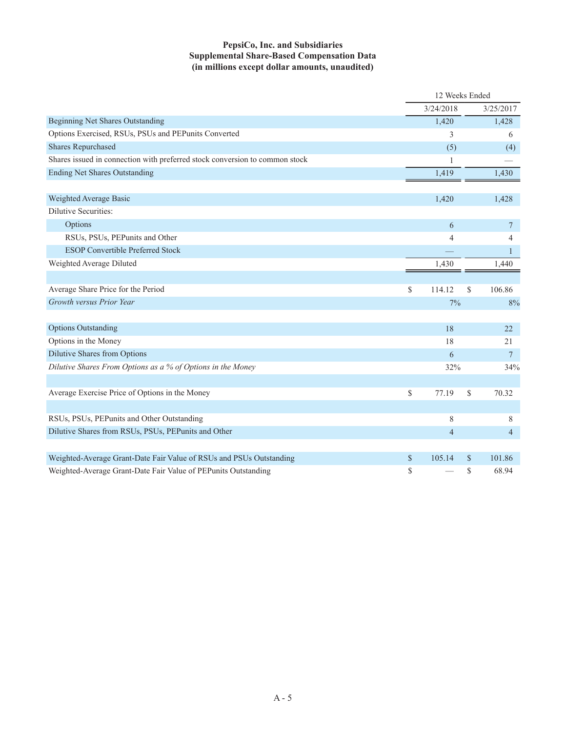**PepsiCo, Inc. and Subsidiaries**
**Supplemental Share-Based Compensation Data**
**(in millions except dollar amounts, unaudited)**

| | 12 Weeks Ended | |
|---|---|---|
| | 3/24/2018 | 3/25/2017 |
| Beginning Net Shares Outstanding | 1,420 | 1,428 |
| Options Exercised, RSUs, PSUs and PEPunits Converted | 3 | 6 |
| Shares Repurchased | (5) | (4) |
| Shares issued in connection with preferred stock conversion to common stock | 1 | — |
| Ending Net Shares Outstanding | 1,419 | 1,430 |
| | | |
| Weighted Average Basic | 1,420 | 1,428 |
| Dilutive Securities: | | |
| Options | 6 | 7 |
| RSUs, PSUs, PEPunits and Other | 4 | 4 |
| ESOP Convertible Preferred Stock | — | 1 |
| Weighted Average Diluted | 1,430 | 1,440 |
| | | |
| Average Share Price for the Period | $ 114.12 | $ 106.86 |
| *Growth versus Prior Year* | 7% | 8% |
| | | |
| Options Outstanding | 18 | 22 |
| Options in the Money | 18 | 21 |
| Dilutive Shares from Options | 6 | 7 |
| *Dilutive Shares From Options as a % of Options in the Money* | 32% | 34% |
| | | |
| Average Exercise Price of Options in the Money | $ 77.19 | $ 70.32 |
| | | |
| RSUs, PSUs, PEPunits and Other Outstanding | 8 | 8 |
| Dilutive Shares from RSUs, PSUs, PEPunits and Other | 4 | 4 |
| | | |
| Weighted-Average Grant-Date Fair Value of RSUs and PSUs Outstanding | $ 105.14 | $ 101.86 |
| Weighted-Average Grant-Date Fair Value of PEPunits Outstanding | $ — | $ 68.94 |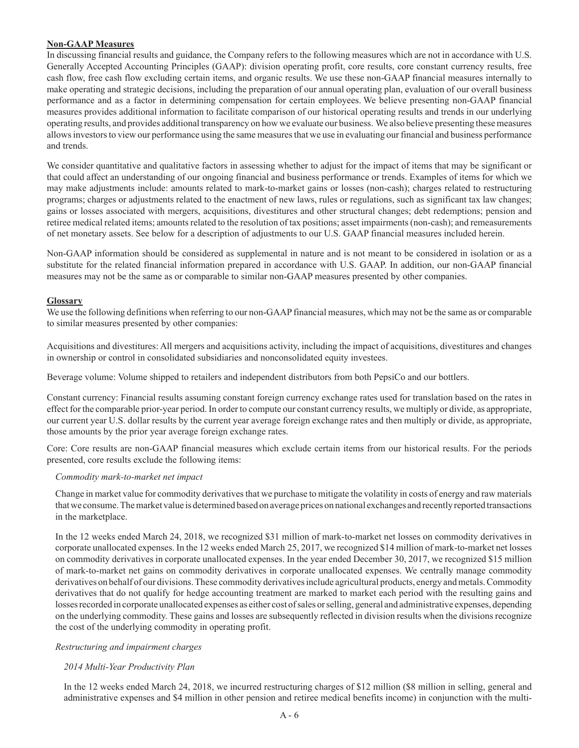**Non-GAAP Measures**

In discussing financial results and guidance, the Company refers to the following measures which are not in accordance with U.S. Generally Accepted Accounting Principles (GAAP): division operating profit, core results, core constant currency results, free cash flow, free cash flow excluding certain items, and organic results. We use these non-GAAP financial measures internally to make operating and strategic decisions, including the preparation of our annual operating plan, evaluation of our overall business performance and as a factor in determining compensation for certain employees. We believe presenting non-GAAP financial measures provides additional information to facilitate comparison of our historical operating results and trends in our underlying operating results, and provides additional transparency on how we evaluate our business. We also believe presenting these measures allows investors to view our performance using the same measures that we use in evaluating our financial and business performance and trends.

We consider quantitative and qualitative factors in assessing whether to adjust for the impact of items that may be significant or that could affect an understanding of our ongoing financial and business performance or trends. Examples of items for which we may make adjustments include: amounts related to mark-to-market gains or losses (non-cash); charges related to restructuring programs; charges or adjustments related to the enactment of new laws, rules or regulations, such as significant tax law changes; gains or losses associated with mergers, acquisitions, divestitures and other structural changes; debt redemptions; pension and retiree medical related items; amounts related to the resolution of tax positions; asset impairments (non-cash); and remeasurements of net monetary assets. See below for a description of adjustments to our U.S. GAAP financial measures included herein.

Non-GAAP information should be considered as supplemental in nature and is not meant to be considered in isolation or as a substitute for the related financial information prepared in accordance with U.S. GAAP. In addition, our non-GAAP financial measures may not be the same as or comparable to similar non-GAAP measures presented by other companies.

**Glossary**

We use the following definitions when referring to our non-GAAP financial measures, which may not be the same as or comparable to similar measures presented by other companies:

Acquisitions and divestitures: All mergers and acquisitions activity, including the impact of acquisitions, divestitures and changes in ownership or control in consolidated subsidiaries and nonconsolidated equity investees.

Beverage volume: Volume shipped to retailers and independent distributors from both PepsiCo and our bottlers.

Constant currency: Financial results assuming constant foreign currency exchange rates used for translation based on the rates in effect for the comparable prior-year period. In order to compute our constant currency results, we multiply or divide, as appropriate, our current year U.S. dollar results by the current year average foreign exchange rates and then multiply or divide, as appropriate, those amounts by the prior year average foreign exchange rates.

Core: Core results are non-GAAP financial measures which exclude certain items from our historical results. For the periods presented, core results exclude the following items:

*Commodity mark-to-market net impact*

Change in market value for commodity derivatives that we purchase to mitigate the volatility in costs of energy and raw materials that we consume. The market value is determined based on average prices on national exchanges and recently reported transactions in the marketplace.

In the 12 weeks ended March 24, 2018, we recognized \$31 million of mark-to-market net losses on commodity derivatives in corporate unallocated expenses. In the 12 weeks ended March 25, 2017, we recognized \$14 million of mark-to-market net losses on commodity derivatives in corporate unallocated expenses. In the year ended December 30, 2017, we recognized \$15 million of mark-to-market net gains on commodity derivatives in corporate unallocated expenses. We centrally manage commodity derivatives on behalf of our divisions. These commodity derivatives include agricultural products, energy and metals. Commodity derivatives that do not qualify for hedge accounting treatment are marked to market each period with the resulting gains and losses recorded in corporate unallocated expenses as either cost of sales or selling, general and administrative expenses, depending on the underlying commodity. These gains and losses are subsequently reflected in division results when the divisions recognize the cost of the underlying commodity in operating profit.

*Restructuring and impairment charges*

*2014 Multi-Year Productivity Plan*

In the 12 weeks ended March 24, 2018, we incurred restructuring charges of \$12 million (\$8 million in selling, general and administrative expenses and \$4 million in other pension and retiree medical benefits income) in conjunction with the multi-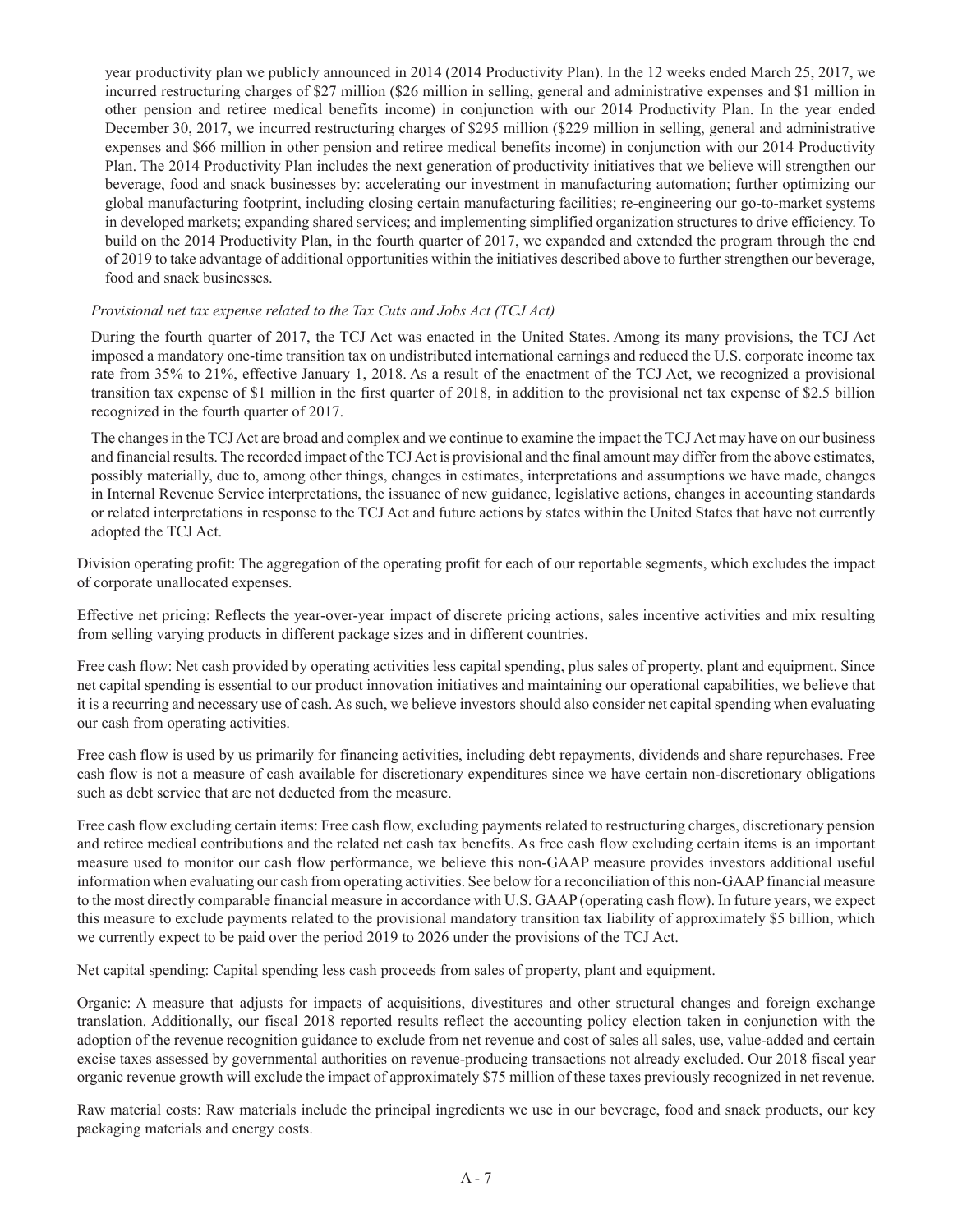year productivity plan we publicly announced in 2014 (2014 Productivity Plan). In the 12 weeks ended March 25, 2017, we incurred restructuring charges of $27 million ($26 million in selling, general and administrative expenses and $1 million in other pension and retiree medical benefits income) in conjunction with our 2014 Productivity Plan. In the year ended December 30, 2017, we incurred restructuring charges of $295 million ($229 million in selling, general and administrative expenses and $66 million in other pension and retiree medical benefits income) in conjunction with our 2014 Productivity Plan. The 2014 Productivity Plan includes the next generation of productivity initiatives that we believe will strengthen our beverage, food and snack businesses by: accelerating our investment in manufacturing automation; further optimizing our global manufacturing footprint, including closing certain manufacturing facilities; re-engineering our go-to-market systems in developed markets; expanding shared services; and implementing simplified organization structures to drive efficiency. To build on the 2014 Productivity Plan, in the fourth quarter of 2017, we expanded and extended the program through the end of 2019 to take advantage of additional opportunities within the initiatives described above to further strengthen our beverage, food and snack businesses.

*Provisional net tax expense related to the Tax Cuts and Jobs Act (TCJ Act)*

During the fourth quarter of 2017, the TCJ Act was enacted in the United States. Among its many provisions, the TCJ Act imposed a mandatory one-time transition tax on undistributed international earnings and reduced the U.S. corporate income tax rate from 35% to 21%, effective January 1, 2018. As a result of the enactment of the TCJ Act, we recognized a provisional transition tax expense of $1 million in the first quarter of 2018, in addition to the provisional net tax expense of $2.5 billion recognized in the fourth quarter of 2017.

The changes in the TCJ Act are broad and complex and we continue to examine the impact the TCJ Act may have on our business and financial results. The recorded impact of the TCJ Act is provisional and the final amount may differ from the above estimates, possibly materially, due to, among other things, changes in estimates, interpretations and assumptions we have made, changes in Internal Revenue Service interpretations, the issuance of new guidance, legislative actions, changes in accounting standards or related interpretations in response to the TCJ Act and future actions by states within the United States that have not currently adopted the TCJ Act.

Division operating profit: The aggregation of the operating profit for each of our reportable segments, which excludes the impact of corporate unallocated expenses.

Effective net pricing: Reflects the year-over-year impact of discrete pricing actions, sales incentive activities and mix resulting from selling varying products in different package sizes and in different countries.

Free cash flow: Net cash provided by operating activities less capital spending, plus sales of property, plant and equipment. Since net capital spending is essential to our product innovation initiatives and maintaining our operational capabilities, we believe that it is a recurring and necessary use of cash. As such, we believe investors should also consider net capital spending when evaluating our cash from operating activities.

Free cash flow is used by us primarily for financing activities, including debt repayments, dividends and share repurchases. Free cash flow is not a measure of cash available for discretionary expenditures since we have certain non-discretionary obligations such as debt service that are not deducted from the measure.

Free cash flow excluding certain items: Free cash flow, excluding payments related to restructuring charges, discretionary pension and retiree medical contributions and the related net cash tax benefits. As free cash flow excluding certain items is an important measure used to monitor our cash flow performance, we believe this non-GAAP measure provides investors additional useful information when evaluating our cash from operating activities. See below for a reconciliation of this non-GAAP financial measure to the most directly comparable financial measure in accordance with U.S. GAAP (operating cash flow). In future years, we expect this measure to exclude payments related to the provisional mandatory transition tax liability of approximately $5 billion, which we currently expect to be paid over the period 2019 to 2026 under the provisions of the TCJ Act.

Net capital spending: Capital spending less cash proceeds from sales of property, plant and equipment.

Organic: A measure that adjusts for impacts of acquisitions, divestitures and other structural changes and foreign exchange translation. Additionally, our fiscal 2018 reported results reflect the accounting policy election taken in conjunction with the adoption of the revenue recognition guidance to exclude from net revenue and cost of sales all sales, use, value-added and certain excise taxes assessed by governmental authorities on revenue-producing transactions not already excluded. Our 2018 fiscal year organic revenue growth will exclude the impact of approximately $75 million of these taxes previously recognized in net revenue.

Raw material costs: Raw materials include the principal ingredients we use in our beverage, food and snack products, our key packaging materials and energy costs.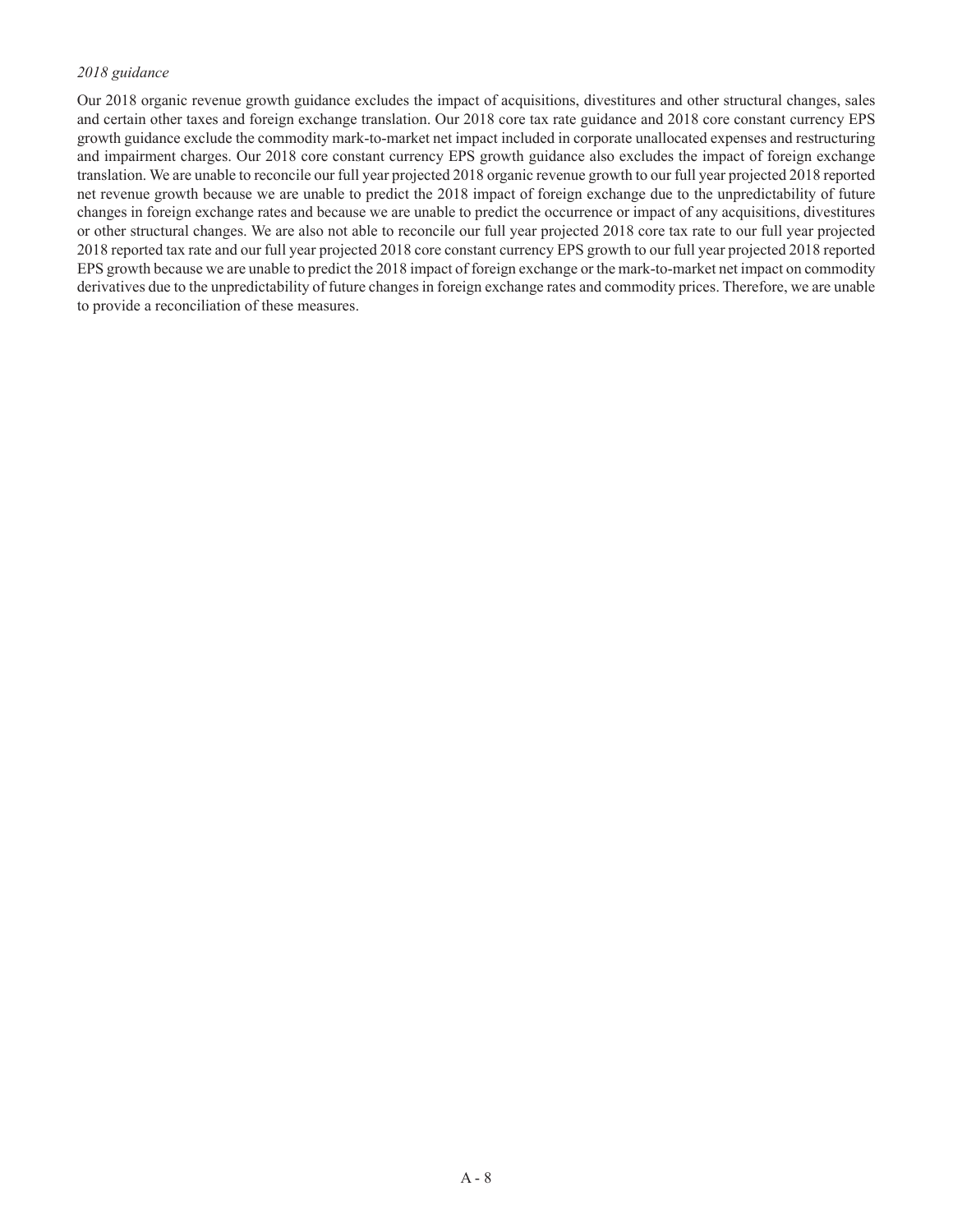*2018 guidance*

Our 2018 organic revenue growth guidance excludes the impact of acquisitions, divestitures and other structural changes, sales and certain other taxes and foreign exchange translation. Our 2018 core tax rate guidance and 2018 core constant currency EPS growth guidance exclude the commodity mark-to-market net impact included in corporate unallocated expenses and restructuring and impairment charges. Our 2018 core constant currency EPS growth guidance also excludes the impact of foreign exchange translation. We are unable to reconcile our full year projected 2018 organic revenue growth to our full year projected 2018 reported net revenue growth because we are unable to predict the 2018 impact of foreign exchange due to the unpredictability of future changes in foreign exchange rates and because we are unable to predict the occurrence or impact of any acquisitions, divestitures or other structural changes. We are also not able to reconcile our full year projected 2018 core tax rate to our full year projected 2018 reported tax rate and our full year projected 2018 core constant currency EPS growth to our full year projected 2018 reported EPS growth because we are unable to predict the 2018 impact of foreign exchange or the mark-to-market net impact on commodity derivatives due to the unpredictability of future changes in foreign exchange rates and commodity prices. Therefore, we are unable to provide a reconciliation of these measures.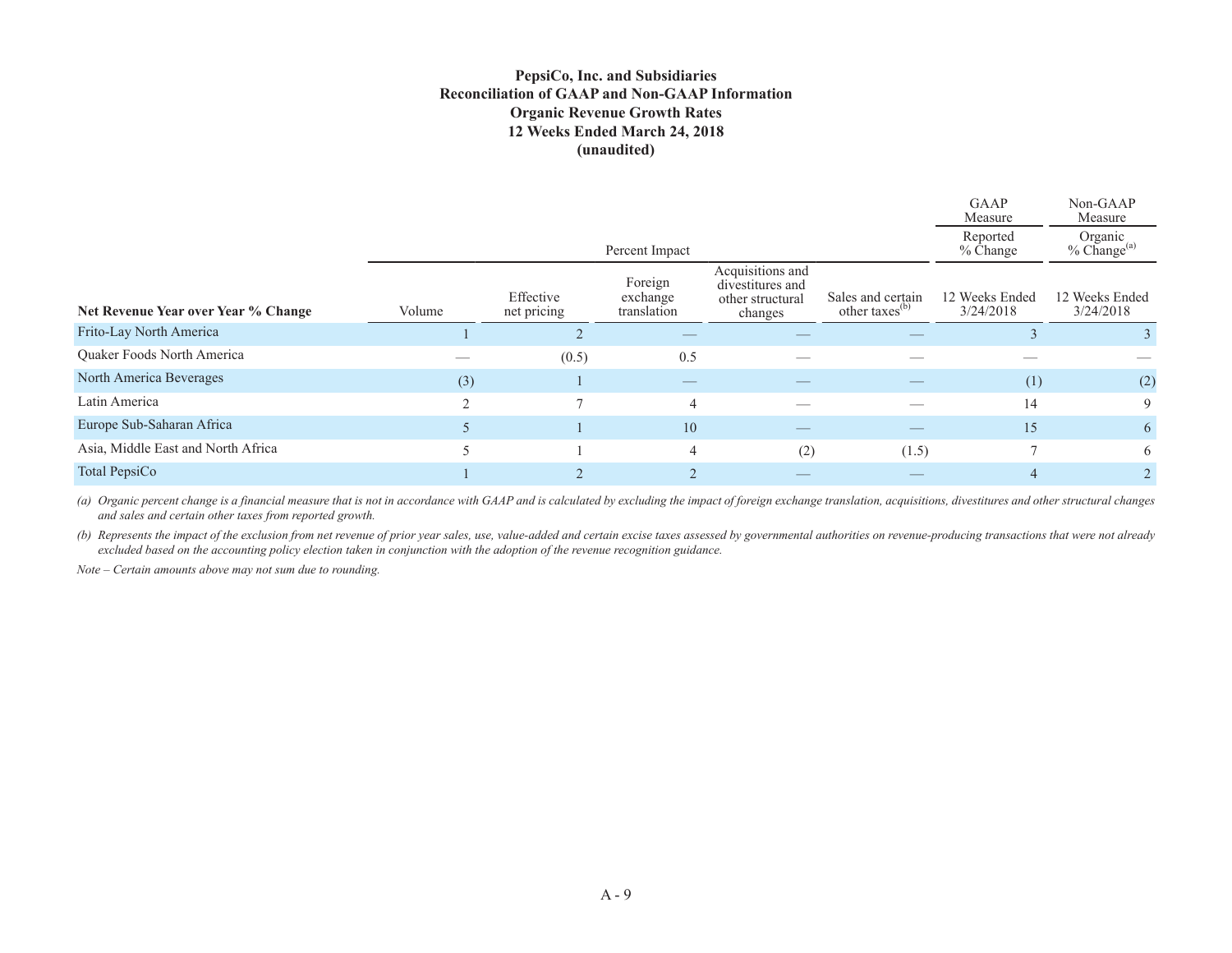**PepsiCo, Inc. and Subsidiaries**
**Reconciliation of GAAP and Non-GAAP Information**
**Organic Revenue Growth Rates**
**12 Weeks Ended March 24, 2018**
**(unaudited)**

| | Percent Impact | | | | | GAAP Measure | Non-GAAP Measure |
|---|---|---|---|---|---|---|---|
| | | | | | | Reported % Change | Organic % Change[(a)] |
| **Net Revenue Year over Year % Change** | Volume | Effective net pricing | Foreign exchange translation | Acquisitions and divestitures and other structural changes | Sales and certain other taxes[(b)] | 12 Weeks Ended 3/24/2018 | 12 Weeks Ended 3/24/2018 |
| Frito-Lay North America | 1 | 2 | — | — | — | 3 | 3 |
| Quaker Foods North America | — | (0.5) | 0.5 | — | — | — | — |
| North America Beverages | (3) | 1 | — | — | — | (1) | (2) |
| Latin America | 2 | 7 | 4 | — | — | 14 | 9 |
| Europe Sub-Saharan Africa | 5 | 1 | 10 | — | — | 15 | 6 |
| Asia, Middle East and North Africa | 5 | 1 | 4 | (2) | (1.5) | 7 | 6 |
| Total PepsiCo | 1 | 2 | 2 | — | — | 4 | 2 |

*(a) Organic percent change is a financial measure that is not in accordance with GAAP and is calculated by excluding the impact of foreign exchange translation, acquisitions, divestitures and other structural changes and sales and certain other taxes from reported growth.*

*(b) Represents the impact of the exclusion from net revenue of prior year sales, use, value-added and certain excise taxes assessed by governmental authorities on revenue-producing transactions that were not already excluded based on the accounting policy election taken in conjunction with the adoption of the revenue recognition guidance.*

*Note – Certain amounts above may not sum due to rounding.*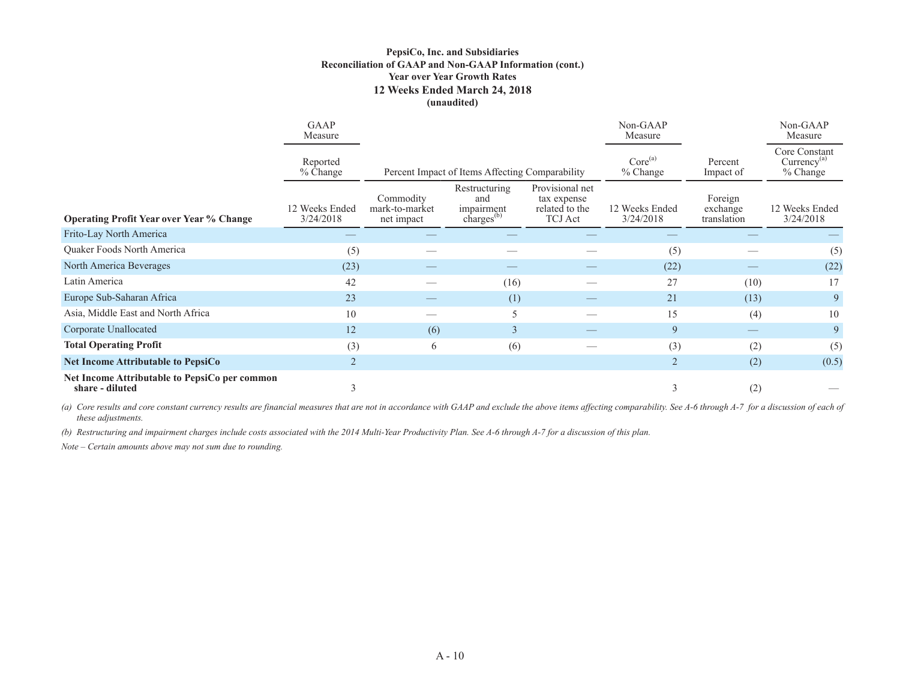**PepsiCo, Inc. and Subsidiaries**
**Reconciliation of GAAP and Non-GAAP Information (cont.)**
**Year over Year Growth Rates**
**12 Weeks Ended March 24, 2018**
**(unaudited)**

| | GAAP Measure | | | | Non-GAAP Measure | | Non-GAAP Measure |
|---|---|---|---|---|---|---|---|
| | Reported % Change | Percent Impact of Items Affecting Comparability | | | Core[(a)] % Change | Percent Impact of | Core Constant Currency[(a)] % Change |
| **Operating Profit Year over Year % Change** | 12 Weeks Ended 3/24/2018 | Commodity mark-to-market net impact | Restructuring and impairment charges[(b)] | Provisional net tax expense related to the TCJ Act | 12 Weeks Ended 3/24/2018 | Foreign exchange translation | 12 Weeks Ended 3/24/2018 |
| Frito-Lay North America | — | — | — | — | — | — | — |
| Quaker Foods North America | (5) | — | — | — | (5) | — | (5) |
| North America Beverages | (23) | — | — | — | (22) | — | (22) |
| Latin America | 42 | — | (16) | — | 27 | (10) | 17 |
| Europe Sub-Saharan Africa | 23 | — | (1) | — | 21 | (13) | 9 |
| Asia, Middle East and North Africa | 10 | — | 5 | — | 15 | (4) | 10 |
| Corporate Unallocated | 12 | (6) | 3 | — | 9 | — | 9 |
| **Total Operating Profit** | (3) | 6 | (6) | — | (3) | (2) | (5) |
| **Net Income Attributable to PepsiCo** | 2 | | | | 2 | (2) | (0.5) |
| **Net Income Attributable to PepsiCo per common share - diluted** | 3 | | | | 3 | (2) | — |

*(a) Core results and core constant currency results are financial measures that are not in accordance with GAAP and exclude the above items affecting comparability. See A-6 through A-7 for a discussion of each of these adjustments.*

*(b) Restructuring and impairment charges include costs associated with the 2014 Multi-Year Productivity Plan. See A-6 through A-7 for a discussion of this plan.*

*Note – Certain amounts above may not sum due to rounding.*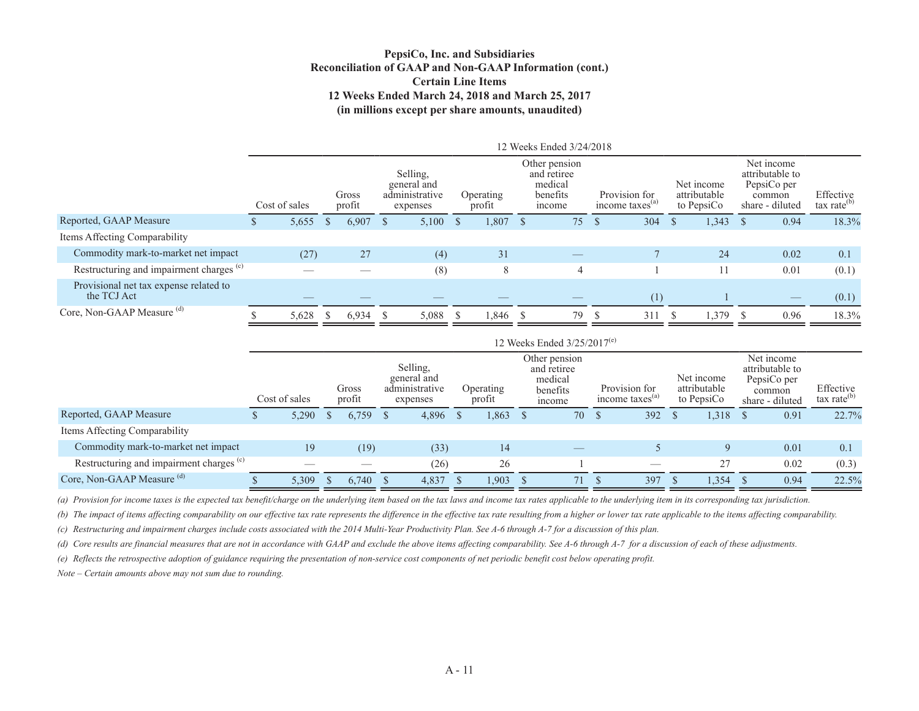**PepsiCo, Inc. and Subsidiaries**
**Reconciliation of GAAP and Non-GAAP Information (cont.)**
**Certain Line Items**
**12 Weeks Ended March 24, 2018 and March 25, 2017**
**(in millions except per share amounts, unaudited)**

| | 12 Weeks Ended 3/24/2018 | | | | | | | | |
|---|---|---|---|---|---|---|---|---|---|
| | Cost of sales | Gross profit | Selling, general and administrative expenses | Operating profit | Other pension and retiree medical benefits income | Provision for income taxes[(a)] | Net income attributable to PepsiCo | Net income attributable to PepsiCo per common share - diluted | Effective tax rate[(b)] |
| Reported, GAAP Measure | $ 5,655 | $ 6,907 | $ 5,100 | $ 1,807 | $ 75 | $ 304 | $ 1,343 | $ 0.94 | 18.3% |
| Items Affecting Comparability | | | | | | | | | |
| Commodity mark-to-market net impact | (27) | 27 | (4) | 31 | — | 7 | 24 | 0.02 | 0.1 |
| Restructuring and impairment charges [(c)] | — | — | (8) | 8 | 4 | 1 | 11 | 0.01 | (0.1) |
| Provisional net tax expense related to the TCJ Act | — | — | — | — | — | (1) | 1 | — | (0.1) |
| Core, Non-GAAP Measure [(d)] | $ 5,628 | $ 6,934 | $ 5,088 | $ 1,846 | $ 79 | $ 311 | $ 1,379 | $ 0.96 | 18.3% |

| | 12 Weeks Ended 3/25/2017[(e)] | | | | | | | | |
|---|---|---|---|---|---|---|---|---|---|
| | Cost of sales | Gross profit | Selling, general and administrative expenses | Operating profit | Other pension and retiree medical benefits income | Provision for income taxes[(a)] | Net income attributable to PepsiCo | Net income attributable to PepsiCo per common share - diluted | Effective tax rate[(b)] |
| Reported, GAAP Measure | $ 5,290 | $ 6,759 | $ 4,896 | $ 1,863 | $ 70 | $ 392 | $ 1,318 | $ 0.91 | 22.7% |
| Items Affecting Comparability | | | | | | | | | |
| Commodity mark-to-market net impact | 19 | (19) | (33) | 14 | — | 5 | 9 | 0.01 | 0.1 |
| Restructuring and impairment charges [(c)] | — | — | (26) | 26 | 1 | — | 27 | 0.02 | (0.3) |
| Core, Non-GAAP Measure [(d)] | $ 5,309 | $ 6,740 | $ 4,837 | $ 1,903 | $ 71 | $ 397 | $ 1,354 | $ 0.94 | 22.5% |

*(a) Provision for income taxes is the expected tax benefit/charge on the underlying item based on the tax laws and income tax rates applicable to the underlying item in its corresponding tax jurisdiction.*

*(b) The impact of items affecting comparability on our effective tax rate represents the difference in the effective tax rate resulting from a higher or lower tax rate applicable to the items affecting comparability.*

*(c) Restructuring and impairment charges include costs associated with the 2014 Multi-Year Productivity Plan. See A-6 through A-7 for a discussion of this plan.*

*(d) Core results are financial measures that are not in accordance with GAAP and exclude the above items affecting comparability. See A-6 through A-7 for a discussion of each of these adjustments.*

*(e) Reflects the retrospective adoption of guidance requiring the presentation of non-service cost components of net periodic benefit cost below operating profit.*

*Note – Certain amounts above may not sum due to rounding.*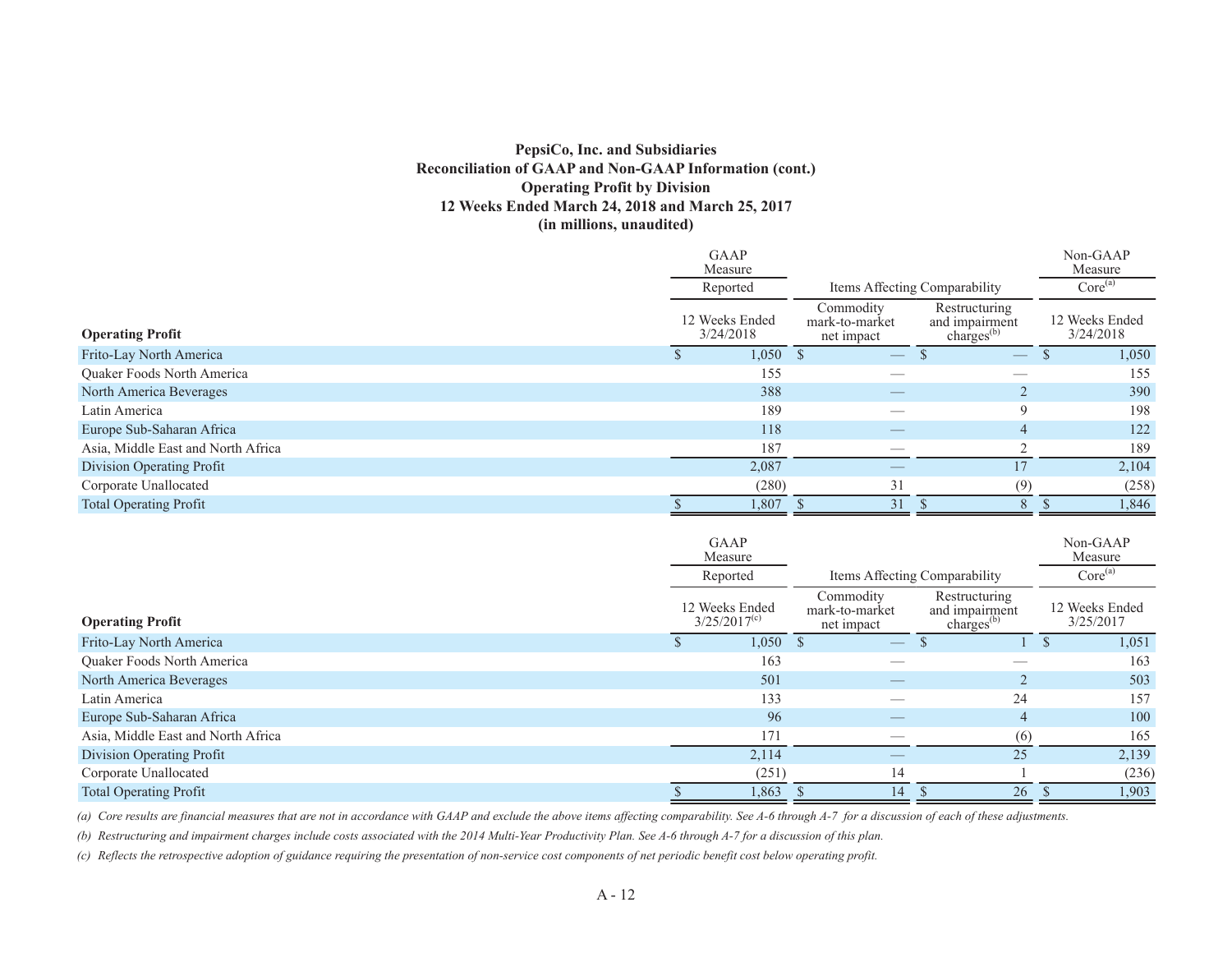**PepsiCo, Inc. and Subsidiaries**
**Reconciliation of GAAP and Non-GAAP Information (cont.)**
**Operating Profit by Division**
**12 Weeks Ended March 24, 2018 and March 25, 2017**
**(in millions, unaudited)**

| | GAAP Measure | Items Affecting Comparability | | Non-GAAP Measure |
|---|---|---|---|---|
| | Reported | | | Core[(a)] |
| **Operating Profit** | 12 Weeks Ended 3/24/2018 | Commodity mark-to-market net impact | Restructuring and impairment charges[(b)] | 12 Weeks Ended 3/24/2018 |
| Frito-Lay North America | $ 1,050 | $ — | $ — | $ 1,050 |
| Quaker Foods North America | 155 | — | — | 155 |
| North America Beverages | 388 | — | 2 | 390 |
| Latin America | 189 | — | 9 | 198 |
| Europe Sub-Saharan Africa | 118 | — | 4 | 122 |
| Asia, Middle East and North Africa | 187 | — | 2 | 189 |
| Division Operating Profit | 2,087 | — | 17 | 2,104 |
| Corporate Unallocated | (280) | 31 | (9) | (258) |
| Total Operating Profit | $ 1,807 | $ 31 | $ 8 | $ 1,846 |

| | GAAP Measure | Items Affecting Comparability | | Non-GAAP Measure |
|---|---|---|---|---|
| | Reported | | | Core[(a)] |
| **Operating Profit** | 12 Weeks Ended 3/25/2017[(c)] | Commodity mark-to-market net impact | Restructuring and impairment charges[(b)] | 12 Weeks Ended 3/25/2017 |
| Frito-Lay North America | $ 1,050 | $ — | $ 1 | $ 1,051 |
| Quaker Foods North America | 163 | — | — | 163 |
| North America Beverages | 501 | — | 2 | 503 |
| Latin America | 133 | — | 24 | 157 |
| Europe Sub-Saharan Africa | 96 | — | 4 | 100 |
| Asia, Middle East and North Africa | 171 | — | (6) | 165 |
| Division Operating Profit | 2,114 | — | 25 | 2,139 |
| Corporate Unallocated | (251) | 14 | 1 | (236) |
| Total Operating Profit | $ 1,863 | $ 14 | $ 26 | $ 1,903 |

*(a) Core results are financial measures that are not in accordance with GAAP and exclude the above items affecting comparability. See A-6 through A-7 for a discussion of each of these adjustments.*

*(b) Restructuring and impairment charges include costs associated with the 2014 Multi-Year Productivity Plan. See A-6 through A-7 for a discussion of this plan.*

*(c) Reflects the retrospective adoption of guidance requiring the presentation of non-service cost components of net periodic benefit cost below operating profit.*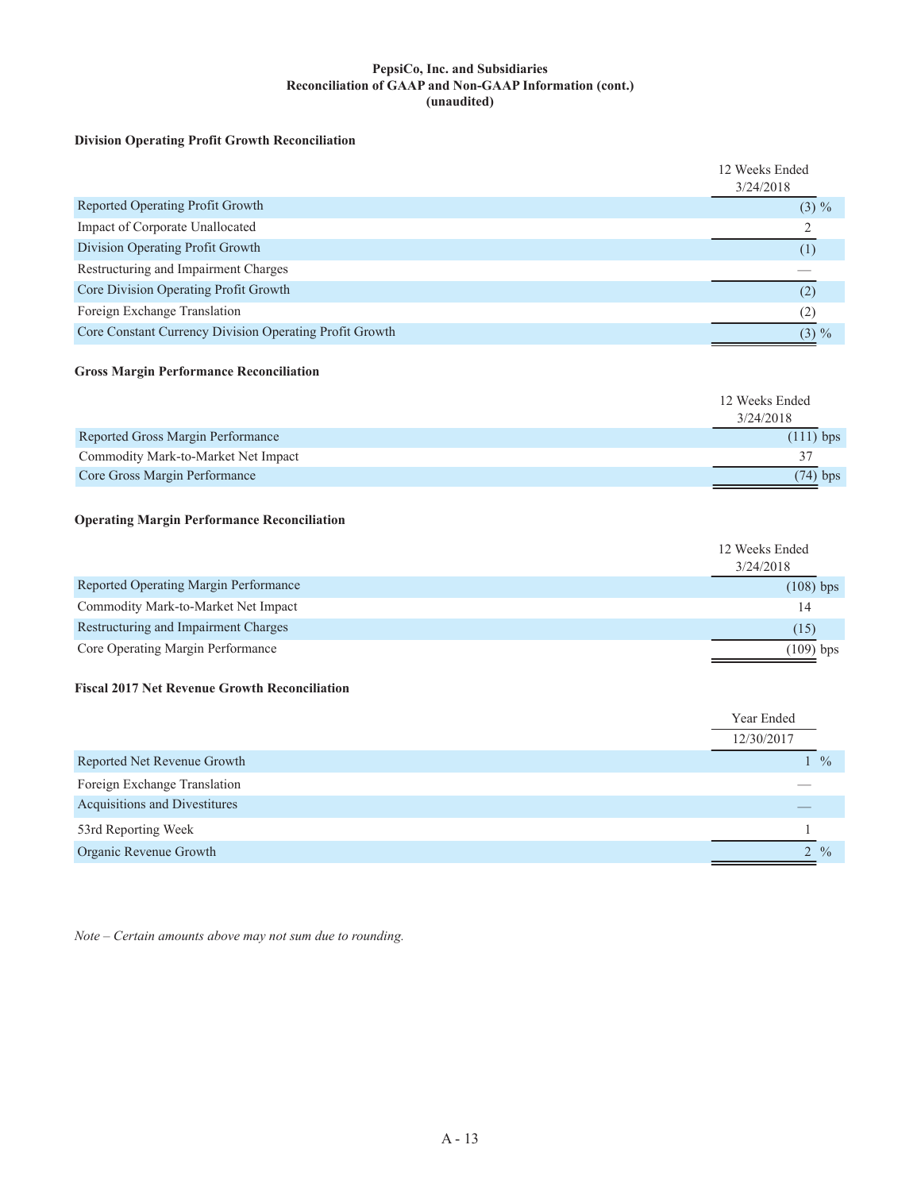**PepsiCo, Inc. and Subsidiaries**
**Reconciliation of GAAP and Non-GAAP Information (cont.)**
**(unaudited)**

**Division Operating Profit Growth Reconciliation**

| | 12 Weeks Ended 3/24/2018 |
|---|---|
| Reported Operating Profit Growth | (3) % |
| Impact of Corporate Unallocated | 2 |
| Division Operating Profit Growth | (1) |
| Restructuring and Impairment Charges | — |
| Core Division Operating Profit Growth | (2) |
| Foreign Exchange Translation | (2) |
| Core Constant Currency Division Operating Profit Growth | (3) % |

**Gross Margin Performance Reconciliation**

| | 12 Weeks Ended 3/24/2018 |
|---|---|
| Reported Gross Margin Performance | (111) bps |
| Commodity Mark-to-Market Net Impact | 37 |
| Core Gross Margin Performance | (74) bps |

**Operating Margin Performance Reconciliation**

| | 12 Weeks Ended 3/24/2018 |
|---|---|
| Reported Operating Margin Performance | (108) bps |
| Commodity Mark-to-Market Net Impact | 14 |
| Restructuring and Impairment Charges | (15) |
| Core Operating Margin Performance | (109) bps |

**Fiscal 2017 Net Revenue Growth Reconciliation**

| | Year Ended 12/30/2017 |
|---|---|
| Reported Net Revenue Growth | 1 % |
| Foreign Exchange Translation | — |
| Acquisitions and Divestitures | — |
| 53rd Reporting Week | 1 |
| Organic Revenue Growth | 2 % |

*Note – Certain amounts above may not sum due to rounding.*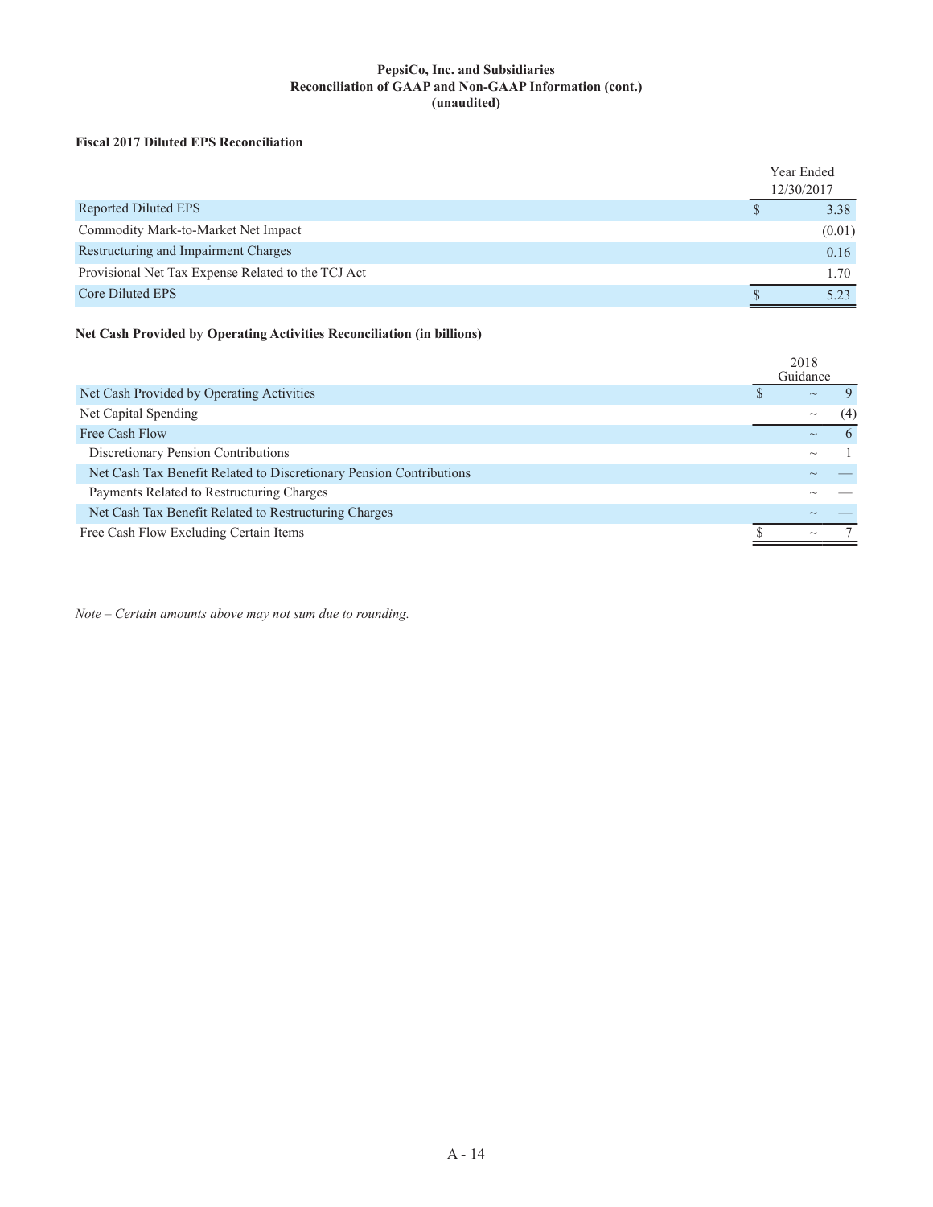**PepsiCo, Inc. and Subsidiaries**
**Reconciliation of GAAP and Non-GAAP Information (cont.)**
**(unaudited)**

**Fiscal 2017 Diluted EPS Reconciliation**

| | Year Ended 12/30/2017 |
|---|---|
| Reported Diluted EPS | $ 3.38 |
| Commodity Mark-to-Market Net Impact | (0.01) |
| Restructuring and Impairment Charges | 0.16 |
| Provisional Net Tax Expense Related to the TCJ Act | 1.70 |
| Core Diluted EPS | $ 5.23 |

**Net Cash Provided by Operating Activities Reconciliation (in billions)**

| | 2018 Guidance |
|---|---|
| Net Cash Provided by Operating Activities | $ ~ 9 |
| Net Capital Spending | ~ (4) |
| Free Cash Flow | ~ 6 |
| Discretionary Pension Contributions | ~ 1 |
| Net Cash Tax Benefit Related to Discretionary Pension Contributions | ~ — |
| Payments Related to Restructuring Charges | ~ — |
| Net Cash Tax Benefit Related to Restructuring Charges | ~ — |
| Free Cash Flow Excluding Certain Items | $ ~ 7 |

*Note – Certain amounts above may not sum due to rounding.*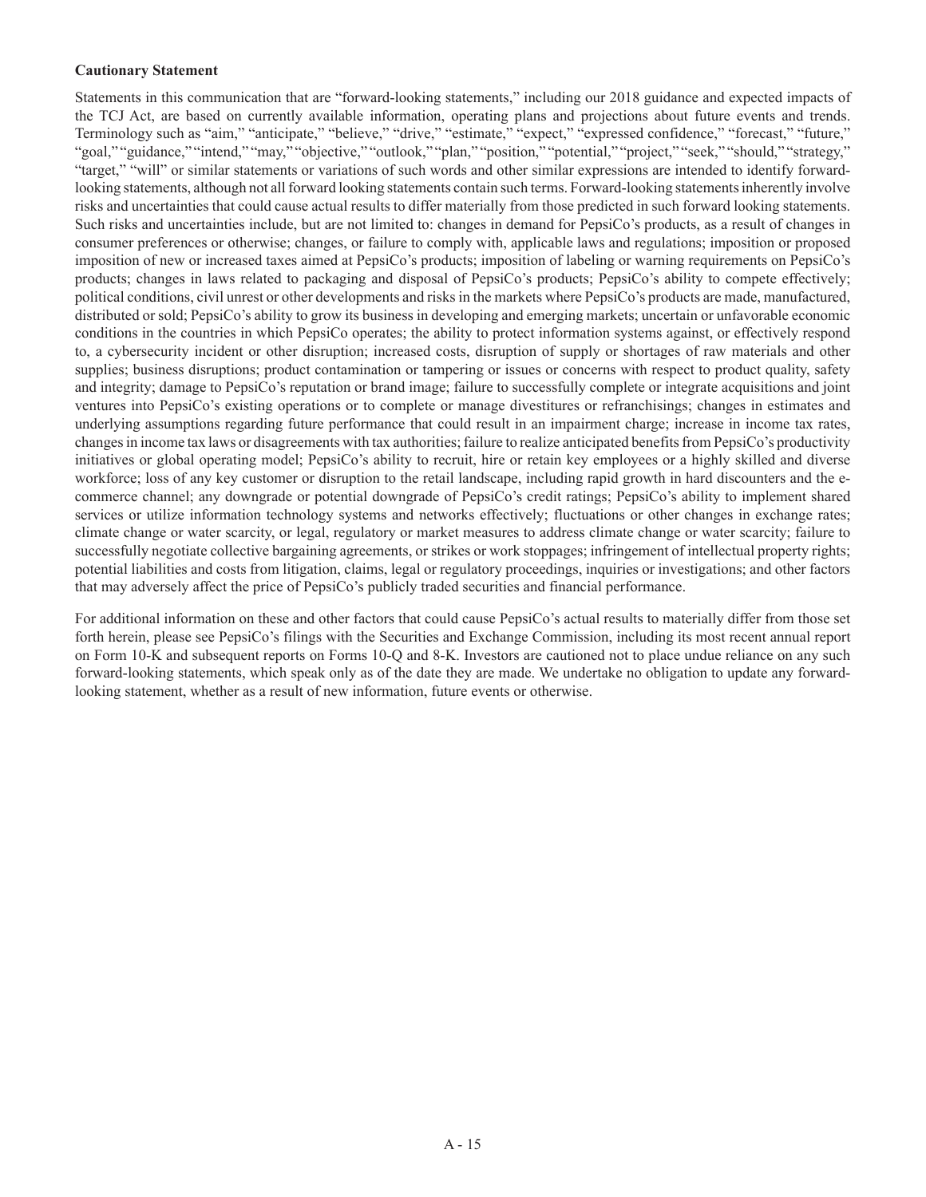**Cautionary Statement**

Statements in this communication that are "forward-looking statements," including our 2018 guidance and expected impacts of the TCJ Act, are based on currently available information, operating plans and projections about future events and trends. Terminology such as "aim," "anticipate," "believe," "drive," "estimate," "expect," "expressed confidence," "forecast," "future," "goal," "guidance," "intend," "may," "objective," "outlook," "plan," "position," "potential," "project," "seek," "should," "strategy," "target," "will" or similar statements or variations of such words and other similar expressions are intended to identify forward-looking statements, although not all forward looking statements contain such terms. Forward-looking statements inherently involve risks and uncertainties that could cause actual results to differ materially from those predicted in such forward looking statements. Such risks and uncertainties include, but are not limited to: changes in demand for PepsiCo's products, as a result of changes in consumer preferences or otherwise; changes, or failure to comply with, applicable laws and regulations; imposition or proposed imposition of new or increased taxes aimed at PepsiCo's products; imposition of labeling or warning requirements on PepsiCo's products; changes in laws related to packaging and disposal of PepsiCo's products; PepsiCo's ability to compete effectively; political conditions, civil unrest or other developments and risks in the markets where PepsiCo's products are made, manufactured, distributed or sold; PepsiCo's ability to grow its business in developing and emerging markets; uncertain or unfavorable economic conditions in the countries in which PepsiCo operates; the ability to protect information systems against, or effectively respond to, a cybersecurity incident or other disruption; increased costs, disruption of supply or shortages of raw materials and other supplies; business disruptions; product contamination or tampering or issues or concerns with respect to product quality, safety and integrity; damage to PepsiCo's reputation or brand image; failure to successfully complete or integrate acquisitions and joint ventures into PepsiCo's existing operations or to complete or manage divestitures or refranchisings; changes in estimates and underlying assumptions regarding future performance that could result in an impairment charge; increase in income tax rates, changes in income tax laws or disagreements with tax authorities; failure to realize anticipated benefits from PepsiCo's productivity initiatives or global operating model; PepsiCo's ability to recruit, hire or retain key employees or a highly skilled and diverse workforce; loss of any key customer or disruption to the retail landscape, including rapid growth in hard discounters and the e-commerce channel; any downgrade or potential downgrade of PepsiCo's credit ratings; PepsiCo's ability to implement shared services or utilize information technology systems and networks effectively; fluctuations or other changes in exchange rates; climate change or water scarcity, or legal, regulatory or market measures to address climate change or water scarcity; failure to successfully negotiate collective bargaining agreements, or strikes or work stoppages; infringement of intellectual property rights; potential liabilities and costs from litigation, claims, legal or regulatory proceedings, inquiries or investigations; and other factors that may adversely affect the price of PepsiCo's publicly traded securities and financial performance.

For additional information on these and other factors that could cause PepsiCo's actual results to materially differ from those set forth herein, please see PepsiCo's filings with the Securities and Exchange Commission, including its most recent annual report on Form 10-K and subsequent reports on Forms 10-Q and 8-K. Investors are cautioned not to place undue reliance on any such forward-looking statements, which speak only as of the date they are made. We undertake no obligation to update any forward-looking statement, whether as a result of new information, future events or otherwise.